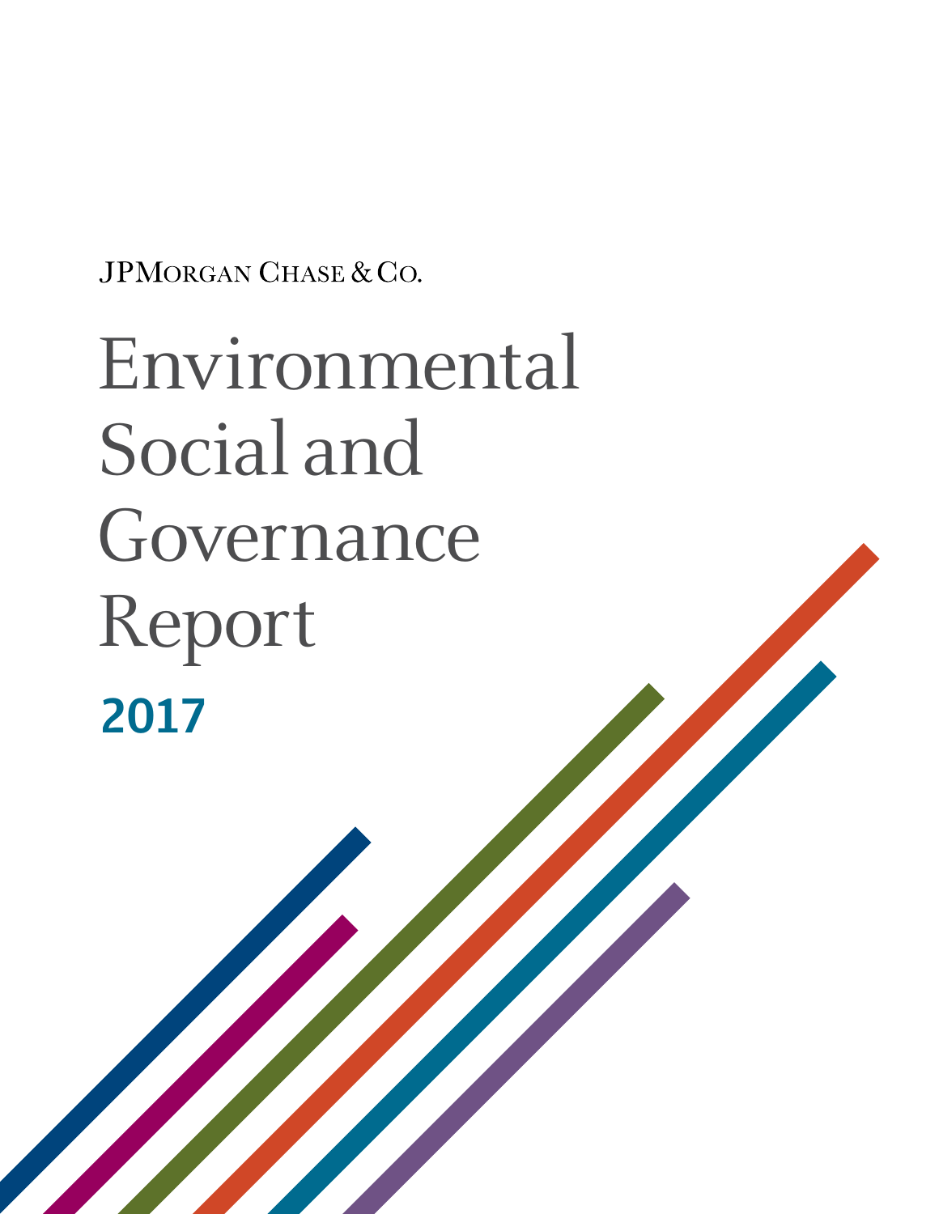JPMorgan Chase & Co.

# Environmental Social and Governance Report

## 2017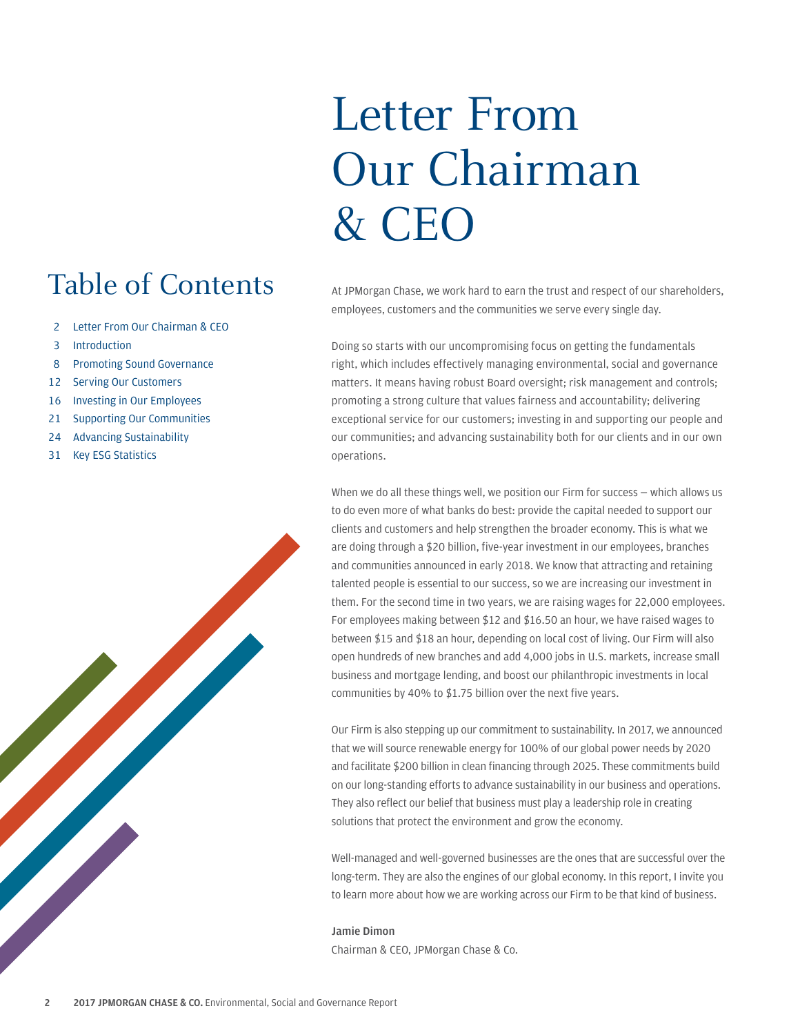# Letter From Our Chairman & CEO

## Table of Contents

- 2 Letter From Our Chairman & CEO
- 3 Introduction
- 8 Promoting Sound Governance
- 12 Serving Our Customers
- 16 Investing in Our Employees
- 21 Supporting Our Communities
- 24 Advancing Sustainability
- 31 Key ESG Statistics

At JPMorgan Chase, we work hard to earn the trust and respect of our shareholders, employees, customers and the communities we serve every single day.

Doing so starts with our uncompromising focus on getting the fundamentals right, which includes effectively managing environmental, social and governance matters. It means having robust Board oversight; risk management and controls; promoting a strong culture that values fairness and accountability; delivering exceptional service for our customers; investing in and supporting our people and our communities; and advancing sustainability both for our clients and in our own operations.

When we do all these things well, we position our Firm for success – which allows us to do even more of what banks do best: provide the capital needed to support our clients and customers and help strengthen the broader economy. This is what we are doing through a $20 billion, five-year investment in our employees, branches and communities announced in early 2018. We know that attracting and retaining talented people is essential to our success, so we are increasing our investment in them. For the second time in two years, we are raising wages for 22,000 employees. For employees making between $12 and $16.50 an hour, we have raised wages to between $15 and $18 an hour, depending on local cost of living. Our Firm will also open hundreds of new branches and add 4,000 jobs in U.S. markets, increase small business and mortgage lending, and boost our philanthropic investments in local communities by 40% to $1.75 billion over the next five years.

Our Firm is also stepping up our commitment to sustainability. In 2017, we announced that we will source renewable energy for 100% of our global power needs by 2020 and facilitate $200 billion in clean financing through 2025. These commitments build on our long-standing efforts to advance sustainability in our business and operations. They also reflect our belief that business must play a leadership role in creating solutions that protect the environment and grow the economy.

Well-managed and well-governed businesses are the ones that are successful over the long-term. They are also the engines of our global economy. In this report, I invite you to learn more about how we are working across our Firm to be that kind of business.

**Jamie Dimon**
Chairman & CEO, JPMorgan Chase & Co.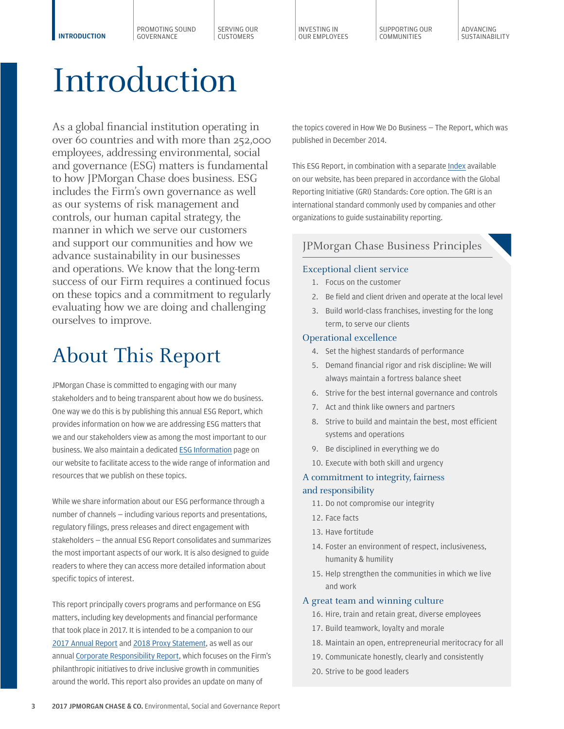# Introduction

As a global financial institution operating in over 60 countries and with more than 252,000 employees, addressing environmental, social and governance (ESG) matters is fundamental to how JPMorgan Chase does business. ESG includes the Firm's own governance as well as our systems of risk management and controls, our human capital strategy, the manner in which we serve our customers and support our communities and how we advance sustainability in our businesses and operations. We know that the long-term success of our Firm requires a continued focus on these topics and a commitment to regularly evaluating how we are doing and challenging ourselves to improve.

## About This Report

JPMorgan Chase is committed to engaging with our many stakeholders and to being transparent about how we do business. One way we do this is by publishing this annual ESG Report, which provides information on how we are addressing ESG matters that we and our stakeholders view as among the most important to our business. We also maintain a dedicated ESG Information page on our website to facilitate access to the wide range of information and resources that we publish on these topics.

While we share information about our ESG performance through a number of channels — including various reports and presentations, regulatory filings, press releases and direct engagement with stakeholders — the annual ESG Report consolidates and summarizes the most important aspects of our work. It is also designed to guide readers to where they can access more detailed information about specific topics of interest.

This report principally covers programs and performance on ESG matters, including key developments and financial performance that took place in 2017. It is intended to be a companion to our 2017 Annual Report and 2018 Proxy Statement, as well as our annual Corporate Responsibility Report, which focuses on the Firm's philanthropic initiatives to drive inclusive growth in communities around the world. This report also provides an update on many of the topics covered in How We Do Business — The Report, which was published in December 2014.

This ESG Report, in combination with a separate Index available on our website, has been prepared in accordance with the Global Reporting Initiative (GRI) Standards: Core option. The GRI is an international standard commonly used by companies and other organizations to guide sustainability reporting.

### JPMorgan Chase Business Principles

**Exceptional client service**

1. Focus on the customer
2. Be field and client driven and operate at the local level
3. Build world-class franchises, investing for the long term, to serve our clients

**Operational excellence**

4. Set the highest standards of performance
5. Demand financial rigor and risk discipline: We will always maintain a fortress balance sheet
6. Strive for the best internal governance and controls
7. Act and think like owners and partners
8. Strive to build and maintain the best, most efficient systems and operations
9. Be disciplined in everything we do
10. Execute with both skill and urgency

**A commitment to integrity, fairness and responsibility**

11. Do not compromise our integrity
12. Face facts
13. Have fortitude
14. Foster an environment of respect, inclusiveness, humanity & humility
15. Help strengthen the communities in which we live and work

**A great team and winning culture**

16. Hire, train and retain great, diverse employees
17. Build teamwork, loyalty and morale
18. Maintain an open, entrepreneurial meritocracy for all
19. Communicate honestly, clearly and consistently
20. Strive to be good leaders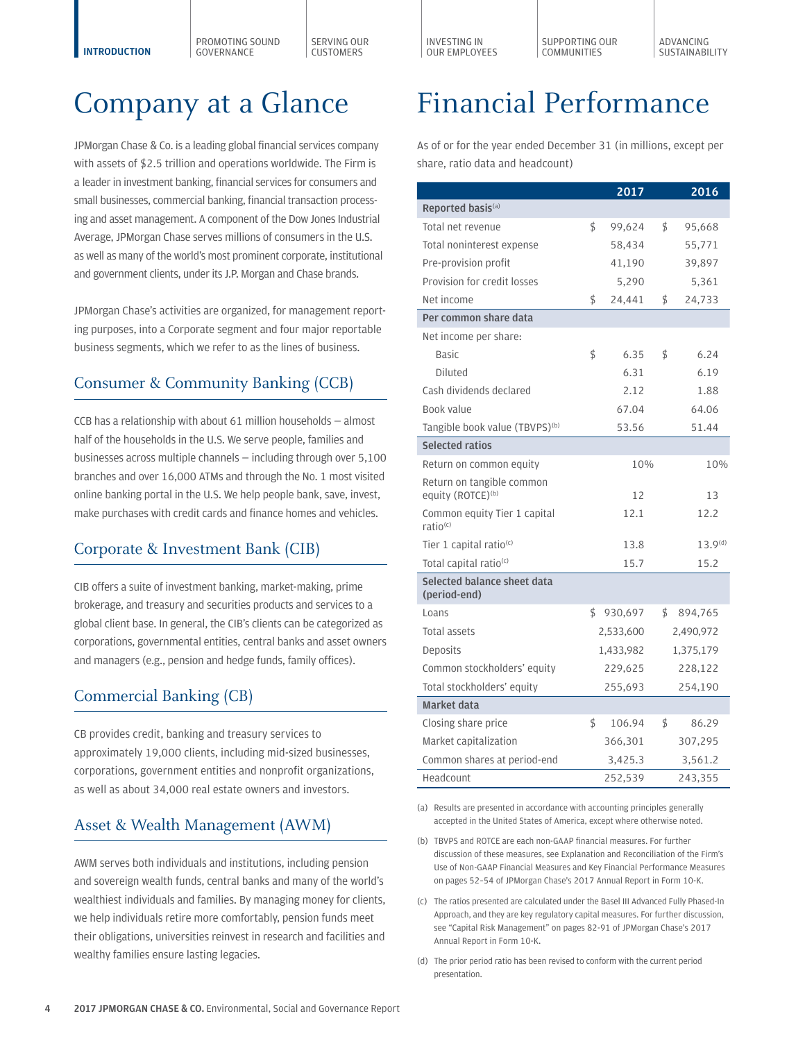# Company at a Glance

JPMorgan Chase & Co. is a leading global financial services company with assets of $2.5 trillion and operations worldwide. The Firm is a leader in investment banking, financial services for consumers and small businesses, commercial banking, financial transaction processing and asset management. A component of the Dow Jones Industrial Average, JPMorgan Chase serves millions of consumers in the U.S. as well as many of the world's most prominent corporate, institutional and government clients, under its J.P. Morgan and Chase brands.

JPMorgan Chase's activities are organized, for management reporting purposes, into a Corporate segment and four major reportable business segments, which we refer to as the lines of business.

## Consumer & Community Banking (CCB)

CCB has a relationship with about 61 million households — almost half of the households in the U.S. We serve people, families and businesses across multiple channels — including through over 5,100 branches and over 16,000 ATMs and through the No. 1 most visited online banking portal in the U.S. We help people bank, save, invest, make purchases with credit cards and finance homes and vehicles.

## Corporate & Investment Bank (CIB)

CIB offers a suite of investment banking, market-making, prime brokerage, and treasury and securities products and services to a global client base. In general, the CIB's clients can be categorized as corporations, governmental entities, central banks and asset owners and managers (e.g., pension and hedge funds, family offices).

## Commercial Banking (CB)

CB provides credit, banking and treasury services to approximately 19,000 clients, including mid-sized businesses, corporations, government entities and nonprofit organizations, as well as about 34,000 real estate owners and investors.

## Asset & Wealth Management (AWM)

AWM serves both individuals and institutions, including pension and sovereign wealth funds, central banks and many of the world's wealthiest individuals and families. By managing money for clients, we help individuals retire more comfortably, pension funds meet their obligations, universities reinvest in research and facilities and wealthy families ensure lasting legacies.

# Financial Performance

As of or for the year ended December 31 (in millions, except per share, ratio data and headcount)

| | 2017 | 2016 |
|---|---|---|
| **Reported basis**[(a)] | | |
| Total net revenue | $ 99,624 | $ 95,668 |
| Total noninterest expense | 58,434 | 55,771 |
| Pre-provision profit | 41,190 | 39,897 |
| Provision for credit losses | 5,290 | 5,361 |
| Net income | $ 24,441 | $ 24,733 |
| **Per common share data** | | |
| Net income per share: | | |
| Basic | $ 6.35 | $ 6.24 |
| Diluted | 6.31 | 6.19 |
| Cash dividends declared | 2.12 | 1.88 |
| Book value | 67.04 | 64.06 |
| Tangible book value (TBVPS)[(b)] | 53.56 | 51.44 |
| **Selected ratios** | | |
| Return on common equity | 10% | 10% |
| Return on tangible common equity (ROTCE)[(b)] | 12 | 13 |
| Common equity Tier 1 capital ratio[(c)] | 12.1 | 12.2 |
| Tier 1 capital ratio[(c)] | 13.8 | 13.9[(d)] |
| Total capital ratio[(c)] | 15.7 | 15.2 |
| **Selected balance sheet data (period-end)** | | |
| Loans | $ 930,697 | $ 894,765 |
| Total assets | 2,533,600 | 2,490,972 |
| Deposits | 1,433,982 | 1,375,179 |
| Common stockholders' equity | 229,625 | 228,122 |
| Total stockholders' equity | 255,693 | 254,190 |
| **Market data** | | |
| Closing share price | $ 106.94 | $ 86.29 |
| Market capitalization | 366,301 | 307,295 |
| Common shares at period-end | 3,425.3 | 3,561.2 |
| Headcount | 252,539 | 243,355 |

(a) Results are presented in accordance with accounting principles generally accepted in the United States of America, except where otherwise noted.

(b) TBVPS and ROTCE are each non-GAAP financial measures. For further discussion of these measures, see Explanation and Reconciliation of the Firm's Use of Non-GAAP Financial Measures and Key Financial Performance Measures on pages 52–54 of JPMorgan Chase's 2017 Annual Report in Form 10-K.

(c) The ratios presented are calculated under the Basel III Advanced Fully Phased-In Approach, and they are key regulatory capital measures. For further discussion, see "Capital Risk Management" on pages 82-91 of JPMorgan Chase's 2017 Annual Report in Form 10-K.

(d) The prior period ratio has been revised to conform with the current period presentation.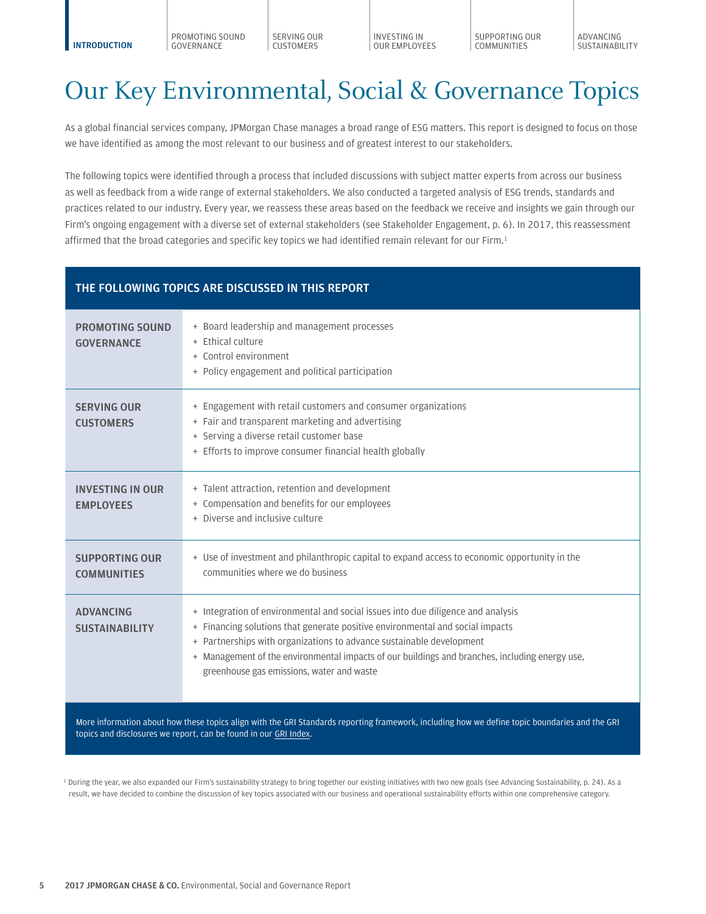# Our Key Environmental, Social & Governance Topics

As a global financial services company, JPMorgan Chase manages a broad range of ESG matters. This report is designed to focus on those we have identified as among the most relevant to our business and of greatest interest to our stakeholders.

The following topics were identified through a process that included discussions with subject matter experts from across our business as well as feedback from a wide range of external stakeholders. We also conducted a targeted analysis of ESG trends, standards and practices related to our industry. Every year, we reassess these areas based on the feedback we receive and insights we gain through our Firm's ongoing engagement with a diverse set of external stakeholders (see Stakeholder Engagement, p. 6). In 2017, this reassessment affirmed that the broad categories and specific key topics we had identified remain relevant for our Firm.[1]

| THE FOLLOWING TOPICS ARE DISCUSSED IN THIS REPORT | |
|---|---|
| **PROMOTING SOUND GOVERNANCE** | + Board leadership and management processes<br>+ Ethical culture<br>+ Control environment<br>+ Policy engagement and political participation |
| **SERVING OUR CUSTOMERS** | + Engagement with retail customers and consumer organizations<br>+ Fair and transparent marketing and advertising<br>+ Serving a diverse retail customer base<br>+ Efforts to improve consumer financial health globally |
| **INVESTING IN OUR EMPLOYEES** | + Talent attraction, retention and development<br>+ Compensation and benefits for our employees<br>+ Diverse and inclusive culture |
| **SUPPORTING OUR COMMUNITIES** | + Use of investment and philanthropic capital to expand access to economic opportunity in the communities where we do business |
| **ADVANCING SUSTAINABILITY** | + Integration of environmental and social issues into due diligence and analysis<br>+ Financing solutions that generate positive environmental and social impacts<br>+ Partnerships with organizations to advance sustainable development<br>+ Management of the environmental impacts of our buildings and branches, including energy use, greenhouse gas emissions, water and waste |

More information about how these topics align with the GRI Standards reporting framework, including how we define topic boundaries and the GRI topics and disclosures we report, can be found in our GRI Index.

[1] During the year, we also expanded our Firm's sustainability strategy to bring together our existing initiatives with two new goals (see Advancing Sustainability, p. 24). As a result, we have decided to combine the discussion of key topics associated with our business and operational sustainability efforts within one comprehensive category.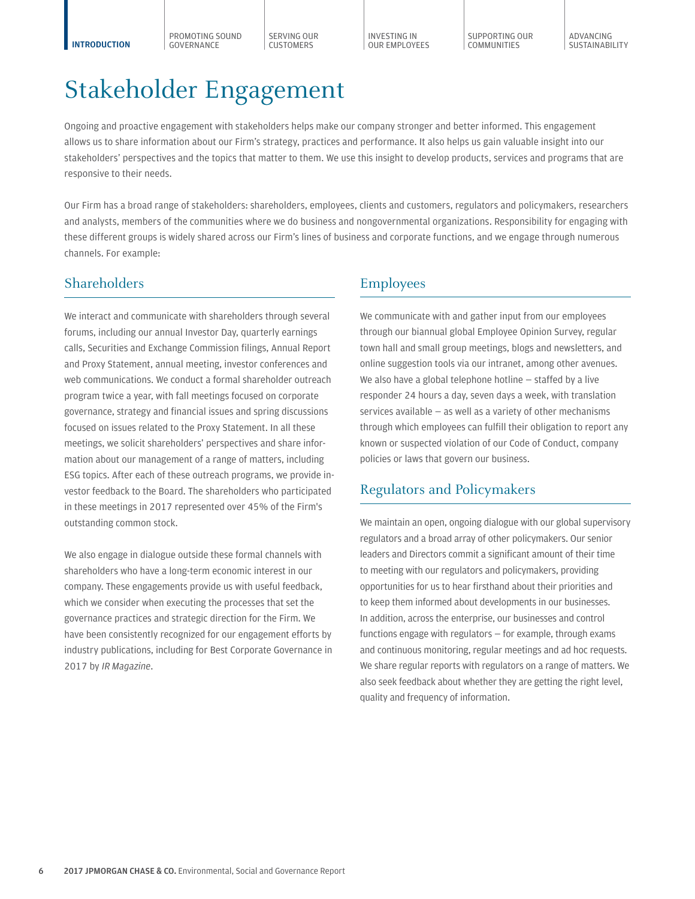# Stakeholder Engagement

Ongoing and proactive engagement with stakeholders helps make our company stronger and better informed. This engagement allows us to share information about our Firm's strategy, practices and performance. It also helps us gain valuable insight into our stakeholders' perspectives and the topics that matter to them. We use this insight to develop products, services and programs that are responsive to their needs.

Our Firm has a broad range of stakeholders: shareholders, employees, clients and customers, regulators and policymakers, researchers and analysts, members of the communities where we do business and nongovernmental organizations. Responsibility for engaging with these different groups is widely shared across our Firm's lines of business and corporate functions, and we engage through numerous channels. For example:

## Shareholders

We interact and communicate with shareholders through several forums, including our annual Investor Day, quarterly earnings calls, Securities and Exchange Commission filings, Annual Report and Proxy Statement, annual meeting, investor conferences and web communications. We conduct a formal shareholder outreach program twice a year, with fall meetings focused on corporate governance, strategy and financial issues and spring discussions focused on issues related to the Proxy Statement. In all these meetings, we solicit shareholders' perspectives and share information about our management of a range of matters, including ESG topics. After each of these outreach programs, we provide investor feedback to the Board. The shareholders who participated in these meetings in 2017 represented over 45% of the Firm's outstanding common stock.

We also engage in dialogue outside these formal channels with shareholders who have a long-term economic interest in our company. These engagements provide us with useful feedback, which we consider when executing the processes that set the governance practices and strategic direction for the Firm. We have been consistently recognized for our engagement efforts by industry publications, including for Best Corporate Governance in 2017 by *IR Magazine*.

## Employees

We communicate with and gather input from our employees through our biannual global Employee Opinion Survey, regular town hall and small group meetings, blogs and newsletters, and online suggestion tools via our intranet, among other avenues. We also have a global telephone hotline — staffed by a live responder 24 hours a day, seven days a week, with translation services available — as well as a variety of other mechanisms through which employees can fulfill their obligation to report any known or suspected violation of our Code of Conduct, company policies or laws that govern our business.

## Regulators and Policymakers

We maintain an open, ongoing dialogue with our global supervisory regulators and a broad array of other policymakers. Our senior leaders and Directors commit a significant amount of their time to meeting with our regulators and policymakers, providing opportunities for us to hear firsthand about their priorities and to keep them informed about developments in our businesses. In addition, across the enterprise, our businesses and control functions engage with regulators — for example, through exams and continuous monitoring, regular meetings and ad hoc requests. We share regular reports with regulators on a range of matters. We also seek feedback about whether they are getting the right level, quality and frequency of information.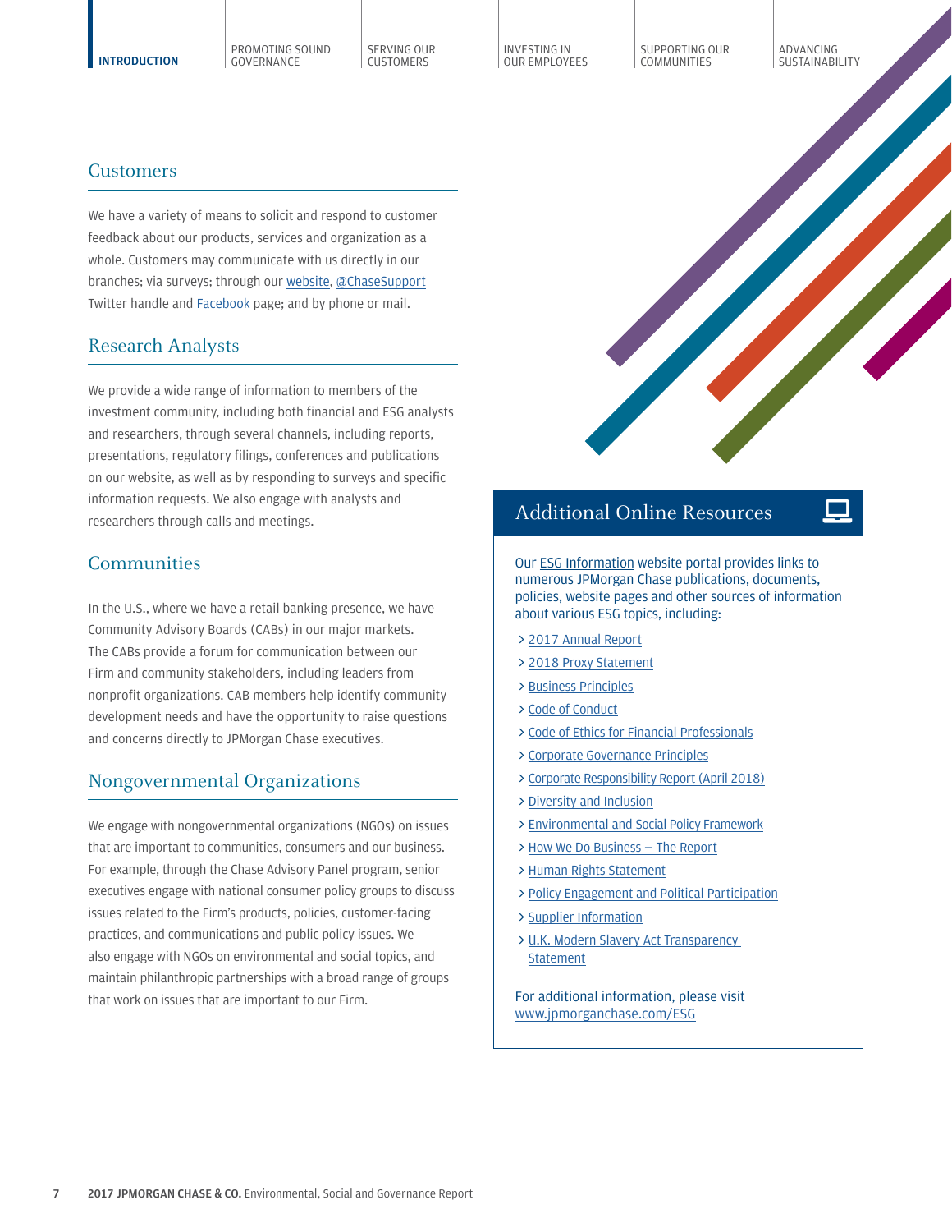## Customers

We have a variety of means to solicit and respond to customer feedback about our products, services and organization as a whole. Customers may communicate with us directly in our branches; via surveys; through our website, @ChaseSupport Twitter handle and Facebook page; and by phone or mail.

## Research Analysts

We provide a wide range of information to members of the investment community, including both financial and ESG analysts and researchers, through several channels, including reports, presentations, regulatory filings, conferences and publications on our website, as well as by responding to surveys and specific information requests. We also engage with analysts and researchers through calls and meetings.

## Communities

In the U.S., where we have a retail banking presence, we have Community Advisory Boards (CABs) in our major markets. The CABs provide a forum for communication between our Firm and community stakeholders, including leaders from nonprofit organizations. CAB members help identify community development needs and have the opportunity to raise questions and concerns directly to JPMorgan Chase executives.

## Nongovernmental Organizations

We engage with nongovernmental organizations (NGOs) on issues that are important to communities, consumers and our business. For example, through the Chase Advisory Panel program, senior executives engage with national consumer policy groups to discuss issues related to the Firm's products, policies, customer-facing practices, and communications and public policy issues. We also engage with NGOs on environmental and social topics, and maintain philanthropic partnerships with a broad range of groups that work on issues that are important to our Firm.

## Additional Online Resources

Our ESG Information website portal provides links to numerous JPMorgan Chase publications, documents, policies, website pages and other sources of information about various ESG topics, including:

- 2017 Annual Report
- 2018 Proxy Statement
- Business Principles
- Code of Conduct
- Code of Ethics for Financial Professionals
- Corporate Governance Principles
- Corporate Responsibility Report (April 2018)
- Diversity and Inclusion
- Environmental and Social Policy Framework
- How We Do Business – The Report
- Human Rights Statement
- Policy Engagement and Political Participation
- Supplier Information
- U.K. Modern Slavery Act Transparency Statement

For additional information, please visit www.jpmorganchase.com/ESG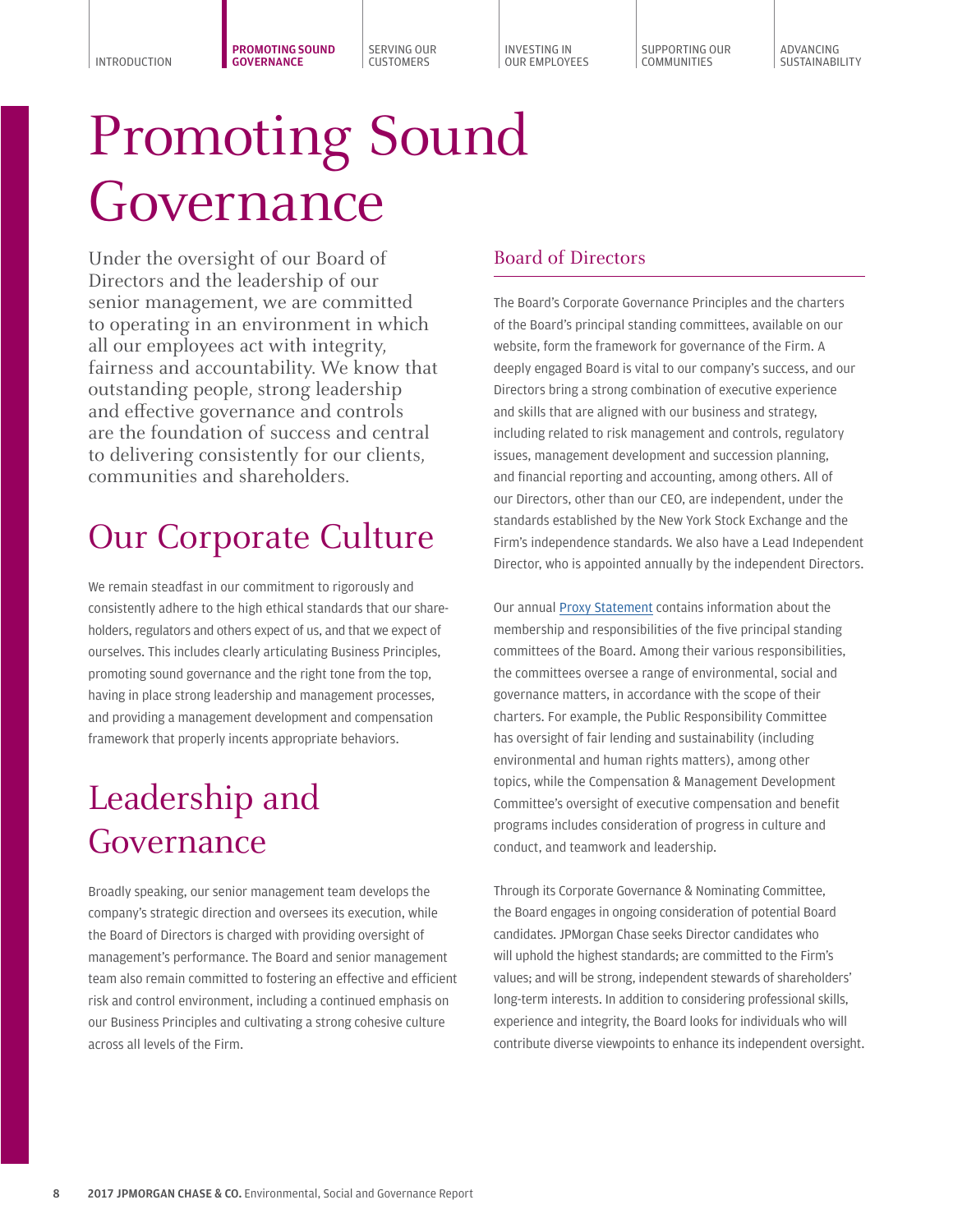# Promoting Sound Governance

Under the oversight of our Board of Directors and the leadership of our senior management, we are committed to operating in an environment in which all our employees act with integrity, fairness and accountability. We know that outstanding people, strong leadership and effective governance and controls are the foundation of success and central to delivering consistently for our clients, communities and shareholders.

## Our Corporate Culture

We remain steadfast in our commitment to rigorously and consistently adhere to the high ethical standards that our shareholders, regulators and others expect of us, and that we expect of ourselves. This includes clearly articulating Business Principles, promoting sound governance and the right tone from the top, having in place strong leadership and management processes, and providing a management development and compensation framework that properly incents appropriate behaviors.

## Leadership and Governance

Broadly speaking, our senior management team develops the company's strategic direction and oversees its execution, while the Board of Directors is charged with providing oversight of management's performance. The Board and senior management team also remain committed to fostering an effective and efficient risk and control environment, including a continued emphasis on our Business Principles and cultivating a strong cohesive culture across all levels of the Firm.

### Board of Directors

The Board's Corporate Governance Principles and the charters of the Board's principal standing committees, available on our website, form the framework for governance of the Firm. A deeply engaged Board is vital to our company's success, and our Directors bring a strong combination of executive experience and skills that are aligned with our business and strategy, including related to risk management and controls, regulatory issues, management development and succession planning, and financial reporting and accounting, among others. All of our Directors, other than our CEO, are independent, under the standards established by the New York Stock Exchange and the Firm's independence standards. We also have a Lead Independent Director, who is appointed annually by the independent Directors.

Our annual Proxy Statement contains information about the membership and responsibilities of the five principal standing committees of the Board. Among their various responsibilities, the committees oversee a range of environmental, social and governance matters, in accordance with the scope of their charters. For example, the Public Responsibility Committee has oversight of fair lending and sustainability (including environmental and human rights matters), among other topics, while the Compensation & Management Development Committee's oversight of executive compensation and benefit programs includes consideration of progress in culture and conduct, and teamwork and leadership.

Through its Corporate Governance & Nominating Committee, the Board engages in ongoing consideration of potential Board candidates. JPMorgan Chase seeks Director candidates who will uphold the highest standards; are committed to the Firm's values; and will be strong, independent stewards of shareholders' long-term interests. In addition to considering professional skills, experience and integrity, the Board looks for individuals who will contribute diverse viewpoints to enhance its independent oversight.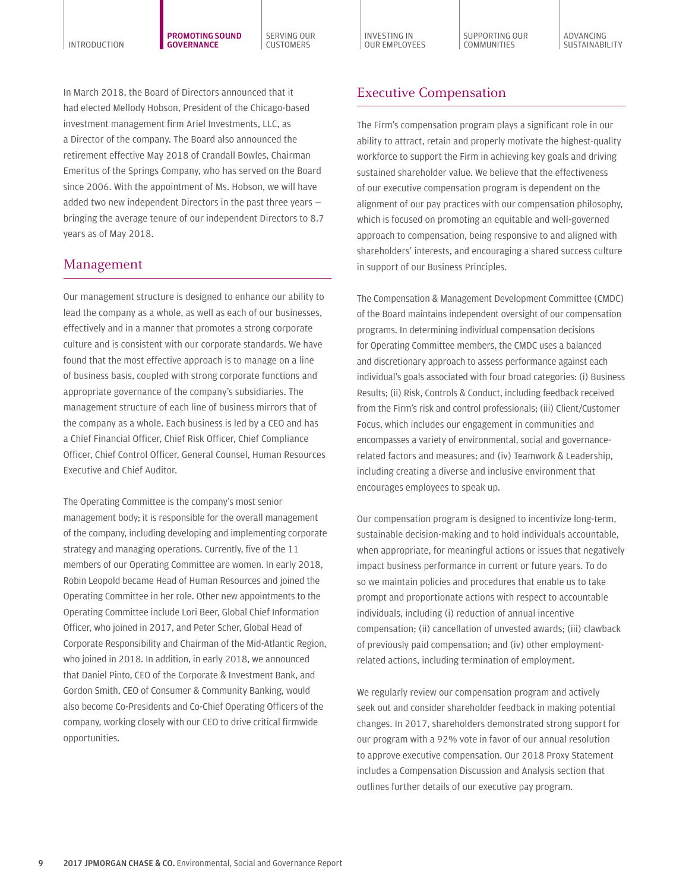In March 2018, the Board of Directors announced that it had elected Mellody Hobson, President of the Chicago-based investment management firm Ariel Investments, LLC, as a Director of the company. The Board also announced the retirement effective May 2018 of Crandall Bowles, Chairman Emeritus of the Springs Company, who has served on the Board since 2006. With the appointment of Ms. Hobson, we will have added two new independent Directors in the past three years — bringing the average tenure of our independent Directors to 8.7 years as of May 2018.

## Management

Our management structure is designed to enhance our ability to lead the company as a whole, as well as each of our businesses, effectively and in a manner that promotes a strong corporate culture and is consistent with our corporate standards. We have found that the most effective approach is to manage on a line of business basis, coupled with strong corporate functions and appropriate governance of the company's subsidiaries. The management structure of each line of business mirrors that of the company as a whole. Each business is led by a CEO and has a Chief Financial Officer, Chief Risk Officer, Chief Compliance Officer, Chief Control Officer, General Counsel, Human Resources Executive and Chief Auditor.

The Operating Committee is the company's most senior management body; it is responsible for the overall management of the company, including developing and implementing corporate strategy and managing operations. Currently, five of the 11 members of our Operating Committee are women. In early 2018, Robin Leopold became Head of Human Resources and joined the Operating Committee in her role. Other new appointments to the Operating Committee include Lori Beer, Global Chief Information Officer, who joined in 2017, and Peter Scher, Global Head of Corporate Responsibility and Chairman of the Mid-Atlantic Region, who joined in 2018. In addition, in early 2018, we announced that Daniel Pinto, CEO of the Corporate & Investment Bank, and Gordon Smith, CEO of Consumer & Community Banking, would also become Co-Presidents and Co-Chief Operating Officers of the company, working closely with our CEO to drive critical firmwide opportunities.

## Executive Compensation

The Firm's compensation program plays a significant role in our ability to attract, retain and properly motivate the highest-quality workforce to support the Firm in achieving key goals and driving sustained shareholder value. We believe that the effectiveness of our executive compensation program is dependent on the alignment of our pay practices with our compensation philosophy, which is focused on promoting an equitable and well-governed approach to compensation, being responsive to and aligned with shareholders' interests, and encouraging a shared success culture in support of our Business Principles.

The Compensation & Management Development Committee (CMDC) of the Board maintains independent oversight of our compensation programs. In determining individual compensation decisions for Operating Committee members, the CMDC uses a balanced and discretionary approach to assess performance against each individual's goals associated with four broad categories: (i) Business Results; (ii) Risk, Controls & Conduct, including feedback received from the Firm's risk and control professionals; (iii) Client/Customer Focus, which includes our engagement in communities and encompasses a variety of environmental, social and governance-related factors and measures; and (iv) Teamwork & Leadership, including creating a diverse and inclusive environment that encourages employees to speak up.

Our compensation program is designed to incentivize long-term, sustainable decision-making and to hold individuals accountable, when appropriate, for meaningful actions or issues that negatively impact business performance in current or future years. To do so we maintain policies and procedures that enable us to take prompt and proportionate actions with respect to accountable individuals, including (i) reduction of annual incentive compensation; (ii) cancellation of unvested awards; (iii) clawback of previously paid compensation; and (iv) other employment-related actions, including termination of employment.

We regularly review our compensation program and actively seek out and consider shareholder feedback in making potential changes. In 2017, shareholders demonstrated strong support for our program with a 92% vote in favor of our annual resolution to approve executive compensation. Our 2018 Proxy Statement includes a Compensation Discussion and Analysis section that outlines further details of our executive pay program.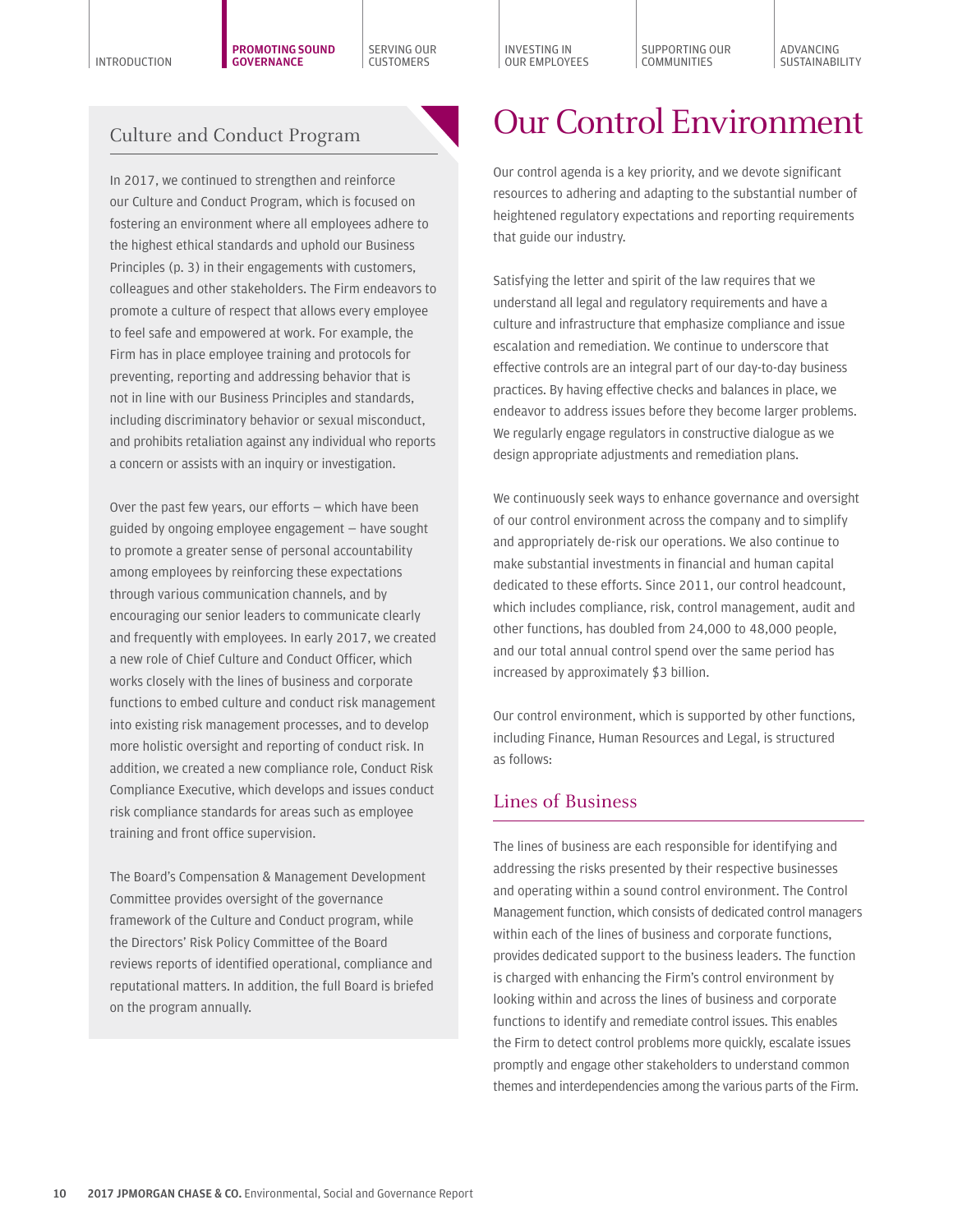## Culture and Conduct Program

In 2017, we continued to strengthen and reinforce our Culture and Conduct Program, which is focused on fostering an environment where all employees adhere to the highest ethical standards and uphold our Business Principles (p. 3) in their engagements with customers, colleagues and other stakeholders. The Firm endeavors to promote a culture of respect that allows every employee to feel safe and empowered at work. For example, the Firm has in place employee training and protocols for preventing, reporting and addressing behavior that is not in line with our Business Principles and standards, including discriminatory behavior or sexual misconduct, and prohibits retaliation against any individual who reports a concern or assists with an inquiry or investigation.

Over the past few years, our efforts — which have been guided by ongoing employee engagement — have sought to promote a greater sense of personal accountability among employees by reinforcing these expectations through various communication channels, and by encouraging our senior leaders to communicate clearly and frequently with employees. In early 2017, we created a new role of Chief Culture and Conduct Officer, which works closely with the lines of business and corporate functions to embed culture and conduct risk management into existing risk management processes, and to develop more holistic oversight and reporting of conduct risk. In addition, we created a new compliance role, Conduct Risk Compliance Executive, which develops and issues conduct risk compliance standards for areas such as employee training and front office supervision.

The Board's Compensation & Management Development Committee provides oversight of the governance framework of the Culture and Conduct program, while the Directors' Risk Policy Committee of the Board reviews reports of identified operational, compliance and reputational matters. In addition, the full Board is briefed on the program annually.

# Our Control Environment

Our control agenda is a key priority, and we devote significant resources to adhering and adapting to the substantial number of heightened regulatory expectations and reporting requirements that guide our industry.

Satisfying the letter and spirit of the law requires that we understand all legal and regulatory requirements and have a culture and infrastructure that emphasize compliance and issue escalation and remediation. We continue to underscore that effective controls are an integral part of our day-to-day business practices. By having effective checks and balances in place, we endeavor to address issues before they become larger problems. We regularly engage regulators in constructive dialogue as we design appropriate adjustments and remediation plans.

We continuously seek ways to enhance governance and oversight of our control environment across the company and to simplify and appropriately de-risk our operations. We also continue to make substantial investments in financial and human capital dedicated to these efforts. Since 2011, our control headcount, which includes compliance, risk, control management, audit and other functions, has doubled from 24,000 to 48,000 people, and our total annual control spend over the same period has increased by approximately $3 billion.

Our control environment, which is supported by other functions, including Finance, Human Resources and Legal, is structured as follows:

## Lines of Business

The lines of business are each responsible for identifying and addressing the risks presented by their respective businesses and operating within a sound control environment. The Control Management function, which consists of dedicated control managers within each of the lines of business and corporate functions, provides dedicated support to the business leaders. The function is charged with enhancing the Firm's control environment by looking within and across the lines of business and corporate functions to identify and remediate control issues. This enables the Firm to detect control problems more quickly, escalate issues promptly and engage other stakeholders to understand common themes and interdependencies among the various parts of the Firm.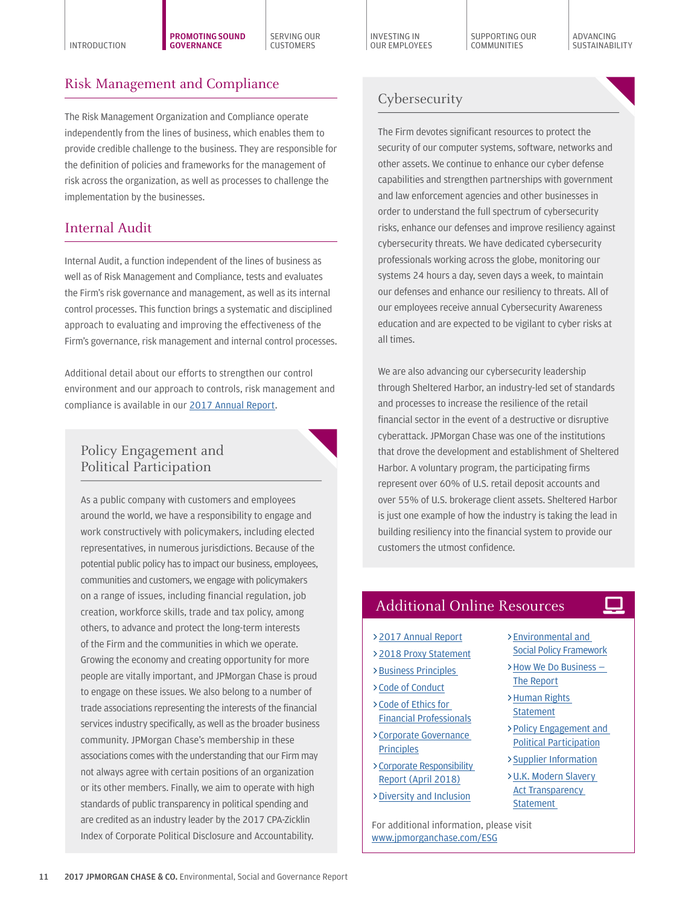## Risk Management and Compliance

The Risk Management Organization and Compliance operate independently from the lines of business, which enables them to provide credible challenge to the business. They are responsible for the definition of policies and frameworks for the management of risk across the organization, as well as processes to challenge the implementation by the businesses.

## Internal Audit

Internal Audit, a function independent of the lines of business as well as of Risk Management and Compliance, tests and evaluates the Firm's risk governance and management, as well as its internal control processes. This function brings a systematic and disciplined approach to evaluating and improving the effectiveness of the Firm's governance, risk management and internal control processes.

Additional detail about our efforts to strengthen our control environment and our approach to controls, risk management and compliance is available in our 2017 Annual Report.

## Policy Engagement and Political Participation

As a public company with customers and employees around the world, we have a responsibility to engage and work constructively with policymakers, including elected representatives, in numerous jurisdictions. Because of the potential public policy has to impact our business, employees, communities and customers, we engage with policymakers on a range of issues, including financial regulation, job creation, workforce skills, trade and tax policy, among others, to advance and protect the long-term interests of the Firm and the communities in which we operate. Growing the economy and creating opportunity for more people are vitally important, and JPMorgan Chase is proud to engage on these issues. We also belong to a number of trade associations representing the interests of the financial services industry specifically, as well as the broader business community. JPMorgan Chase's membership in these associations comes with the understanding that our Firm may not always agree with certain positions of an organization or its other members. Finally, we aim to operate with high standards of public transparency in political spending and are credited as an industry leader by the 2017 CPA-Zicklin Index of Corporate Political Disclosure and Accountability.

## Cybersecurity

The Firm devotes significant resources to protect the security of our computer systems, software, networks and other assets. We continue to enhance our cyber defense capabilities and strengthen partnerships with government and law enforcement agencies and other businesses in order to understand the full spectrum of cybersecurity risks, enhance our defenses and improve resiliency against cybersecurity threats. We have dedicated cybersecurity professionals working across the globe, monitoring our systems 24 hours a day, seven days a week, to maintain our defenses and enhance our resiliency to threats. All of our employees receive annual Cybersecurity Awareness education and are expected to be vigilant to cyber risks at all times.

We are also advancing our cybersecurity leadership through Sheltered Harbor, an industry-led set of standards and processes to increase the resilience of the retail financial sector in the event of a destructive or disruptive cyberattack. JPMorgan Chase was one of the institutions that drove the development and establishment of Sheltered Harbor. A voluntary program, the participating firms represent over 60% of U.S. retail deposit accounts and over 55% of U.S. brokerage client assets. Sheltered Harbor is just one example of how the industry is taking the lead in building resiliency into the financial system to provide our customers the utmost confidence.

## Additional Online Resources

- 2017 Annual Report
- 2018 Proxy Statement
- Business Principles
- Code of Conduct
- Code of Ethics for Financial Professionals
- Corporate Governance Principles
- Corporate Responsibility Report (April 2018)
- Diversity and Inclusion
- Environmental and Social Policy Framework
- How We Do Business – The Report
- Human Rights Statement
- Policy Engagement and Political Participation
- Supplier Information
- U.K. Modern Slavery Act Transparency Statement

For additional information, please visit www.jpmorganchase.com/ESG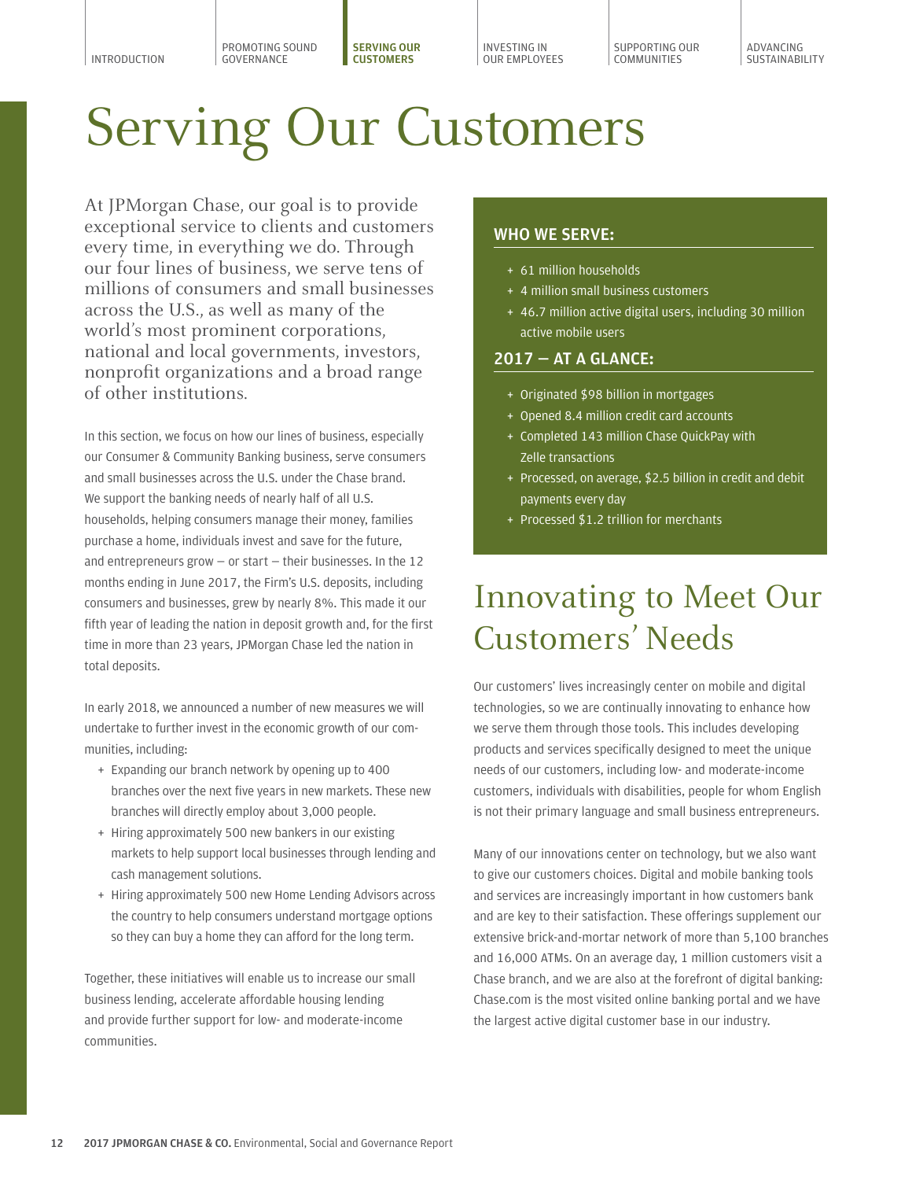# Serving Our Customers

At JPMorgan Chase, our goal is to provide exceptional service to clients and customers every time, in everything we do. Through our four lines of business, we serve tens of millions of consumers and small businesses across the U.S., as well as many of the world's most prominent corporations, national and local governments, investors, nonprofit organizations and a broad range of other institutions.

In this section, we focus on how our lines of business, especially our Consumer & Community Banking business, serve consumers and small businesses across the U.S. under the Chase brand. We support the banking needs of nearly half of all U.S. households, helping consumers manage their money, families purchase a home, individuals invest and save for the future, and entrepreneurs grow — or start — their businesses. In the 12 months ending in June 2017, the Firm's U.S. deposits, including consumers and businesses, grew by nearly 8%. This made it our fifth year of leading the nation in deposit growth and, for the first time in more than 23 years, JPMorgan Chase led the nation in total deposits.

In early 2018, we announced a number of new measures we will undertake to further invest in the economic growth of our communities, including:

+ Expanding our branch network by opening up to 400 branches over the next five years in new markets. These new branches will directly employ about 3,000 people.
+ Hiring approximately 500 new bankers in our existing markets to help support local businesses through lending and cash management solutions.
+ Hiring approximately 500 new Home Lending Advisors across the country to help consumers understand mortgage options so they can buy a home they can afford for the long term.

Together, these initiatives will enable us to increase our small business lending, accelerate affordable housing lending and provide further support for low- and moderate-income communities.

### WHO WE SERVE:

+ 61 million households
+ 4 million small business customers
+ 46.7 million active digital users, including 30 million active mobile users

### 2017 — AT A GLANCE:

+ Originated $98 billion in mortgages
+ Opened 8.4 million credit card accounts
+ Completed 143 million Chase QuickPay with Zelle transactions
+ Processed, on average, $2.5 billion in credit and debit payments every day
+ Processed $1.2 trillion for merchants

## Innovating to Meet Our Customers' Needs

Our customers' lives increasingly center on mobile and digital technologies, so we are continually innovating to enhance how we serve them through those tools. This includes developing products and services specifically designed to meet the unique needs of our customers, including low- and moderate-income customers, individuals with disabilities, people for whom English is not their primary language and small business entrepreneurs.

Many of our innovations center on technology, but we also want to give our customers choices. Digital and mobile banking tools and services are increasingly important in how customers bank and are key to their satisfaction. These offerings supplement our extensive brick-and-mortar network of more than 5,100 branches and 16,000 ATMs. On an average day, 1 million customers visit a Chase branch, and we are also at the forefront of digital banking: Chase.com is the most visited online banking portal and we have the largest active digital customer base in our industry.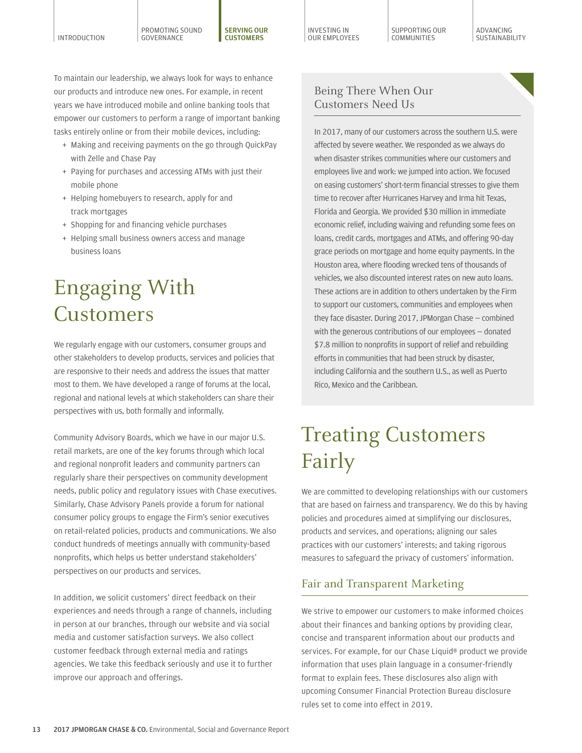To maintain our leadership, we always look for ways to enhance our products and introduce new ones. For example, in recent years we have introduced mobile and online banking tools that empower our customers to perform a range of important banking tasks entirely online or from their mobile devices, including:

- Making and receiving payments on the go through QuickPay with Zelle and Chase Pay
- Paying for purchases and accessing ATMs with just their mobile phone
- Helping homebuyers to research, apply for and track mortgages
- Shopping for and financing vehicle purchases
- Helping small business owners access and manage business loans

# Engaging With Customers

We regularly engage with our customers, consumer groups and other stakeholders to develop products, services and policies that are responsive to their needs and address the issues that matter most to them. We have developed a range of forums at the local, regional and national levels at which stakeholders can share their perspectives with us, both formally and informally.

Community Advisory Boards, which we have in our major U.S. retail markets, are one of the key forums through which local and regional nonprofit leaders and community partners can regularly share their perspectives on community development needs, public policy and regulatory issues with Chase executives. Similarly, Chase Advisory Panels provide a forum for national consumer policy groups to engage the Firm's senior executives on retail-related policies, products and communications. We also conduct hundreds of meetings annually with community-based nonprofits, which helps us better understand stakeholders' perspectives on our products and services.

In addition, we solicit customers' direct feedback on their experiences and needs through a range of channels, including in person at our branches, through our website and via social media and customer satisfaction surveys. We also collect customer feedback through external media and ratings agencies. We take this feedback seriously and use it to further improve our approach and offerings.

## Being There When Our Customers Need Us

In 2017, many of our customers across the southern U.S. were affected by severe weather. We responded as we always do when disaster strikes communities where our customers and employees live and work: we jumped into action. We focused on easing customers' short-term financial stresses to give them time to recover after Hurricanes Harvey and Irma hit Texas, Florida and Georgia. We provided $30 million in immediate economic relief, including waiving and refunding some fees on loans, credit cards, mortgages and ATMs, and offering 90-day grace periods on mortgage and home equity payments. In the Houston area, where flooding wrecked tens of thousands of vehicles, we also discounted interest rates on new auto loans. These actions are in addition to others undertaken by the Firm to support our customers, communities and employees when they face disaster. During 2017, JPMorgan Chase — combined with the generous contributions of our employees — donated $7.8 million to nonprofits in support of relief and rebuilding efforts in communities that had been struck by disaster, including California and the southern U.S., as well as Puerto Rico, Mexico and the Caribbean.

# Treating Customers Fairly

We are committed to developing relationships with our customers that are based on fairness and transparency. We do this by having policies and procedures aimed at simplifying our disclosures, products and services, and operations; aligning our sales practices with our customers' interests; and taking rigorous measures to safeguard the privacy of customers' information.

## Fair and Transparent Marketing

We strive to empower our customers to make informed choices about their finances and banking options by providing clear, concise and transparent information about our products and services. For example, for our Chase Liquid® product we provide information that uses plain language in a consumer-friendly format to explain fees. These disclosures also align with upcoming Consumer Financial Protection Bureau disclosure rules set to come into effect in 2019.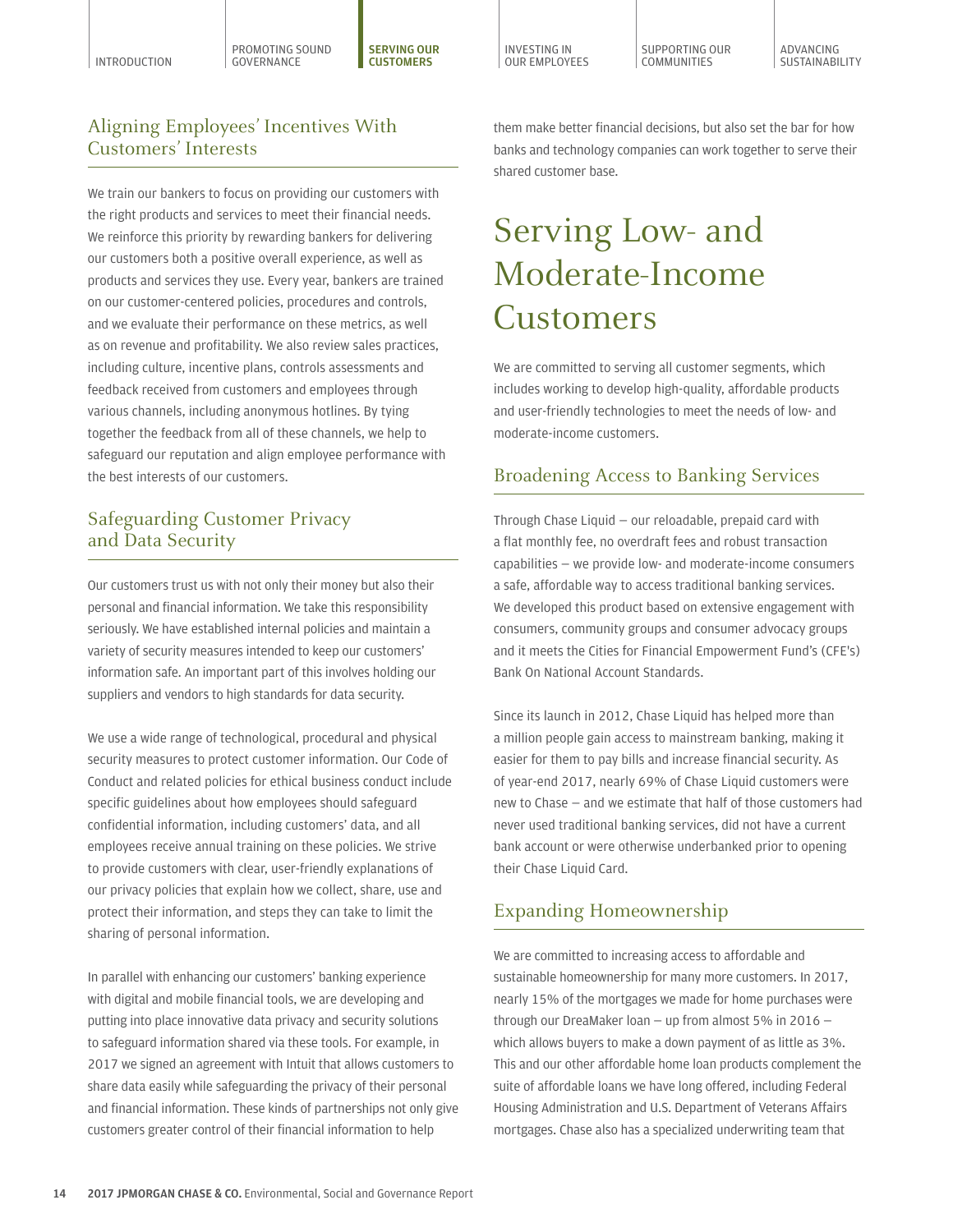## Aligning Employees' Incentives With Customers' Interests

We train our bankers to focus on providing our customers with the right products and services to meet their financial needs. We reinforce this priority by rewarding bankers for delivering our customers both a positive overall experience, as well as products and services they use. Every year, bankers are trained on our customer-centered policies, procedures and controls, and we evaluate their performance on these metrics, as well as on revenue and profitability. We also review sales practices, including culture, incentive plans, controls assessments and feedback received from customers and employees through various channels, including anonymous hotlines. By tying together the feedback from all of these channels, we help to safeguard our reputation and align employee performance with the best interests of our customers.

## Safeguarding Customer Privacy and Data Security

Our customers trust us with not only their money but also their personal and financial information. We take this responsibility seriously. We have established internal policies and maintain a variety of security measures intended to keep our customers' information safe. An important part of this involves holding our suppliers and vendors to high standards for data security.

We use a wide range of technological, procedural and physical security measures to protect customer information. Our Code of Conduct and related policies for ethical business conduct include specific guidelines about how employees should safeguard confidential information, including customers' data, and all employees receive annual training on these policies. We strive to provide customers with clear, user-friendly explanations of our privacy policies that explain how we collect, share, use and protect their information, and steps they can take to limit the sharing of personal information.

In parallel with enhancing our customers' banking experience with digital and mobile financial tools, we are developing and putting into place innovative data privacy and security solutions to safeguard information shared via these tools. For example, in 2017 we signed an agreement with Intuit that allows customers to share data easily while safeguarding the privacy of their personal and financial information. These kinds of partnerships not only give customers greater control of their financial information to help them make better financial decisions, but also set the bar for how banks and technology companies can work together to serve their shared customer base.

# Serving Low- and Moderate-Income Customers

We are committed to serving all customer segments, which includes working to develop high-quality, affordable products and user-friendly technologies to meet the needs of low- and moderate-income customers.

## Broadening Access to Banking Services

Through Chase Liquid — our reloadable, prepaid card with a flat monthly fee, no overdraft fees and robust transaction capabilities — we provide low- and moderate-income consumers a safe, affordable way to access traditional banking services. We developed this product based on extensive engagement with consumers, community groups and consumer advocacy groups and it meets the Cities for Financial Empowerment Fund's (CFE's) Bank On National Account Standards.

Since its launch in 2012, Chase Liquid has helped more than a million people gain access to mainstream banking, making it easier for them to pay bills and increase financial security. As of year-end 2017, nearly 69% of Chase Liquid customers were new to Chase — and we estimate that half of those customers had never used traditional banking services, did not have a current bank account or were otherwise underbanked prior to opening their Chase Liquid Card.

## Expanding Homeownership

We are committed to increasing access to affordable and sustainable homeownership for many more customers. In 2017, nearly 15% of the mortgages we made for home purchases were through our DreaMaker loan — up from almost 5% in 2016 — which allows buyers to make a down payment of as little as 3%. This and our other affordable home loan products complement the suite of affordable loans we have long offered, including Federal Housing Administration and U.S. Department of Veterans Affairs mortgages. Chase also has a specialized underwriting team that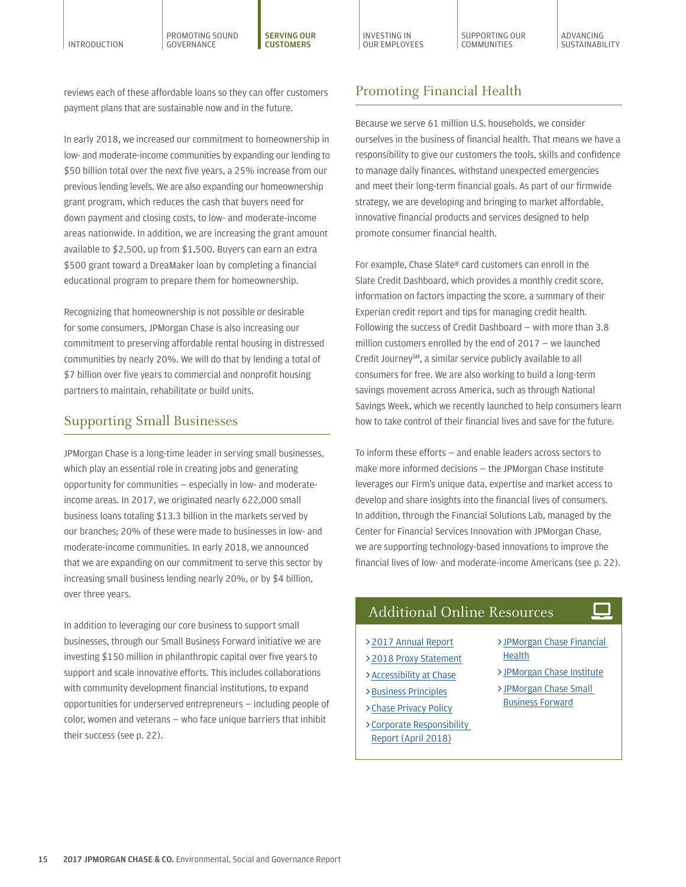reviews each of these affordable loans so they can offer customers payment plans that are sustainable now and in the future.

In early 2018, we increased our commitment to homeownership in low- and moderate-income communities by expanding our lending to $50 billion total over the next five years, a 25% increase from our previous lending levels. We are also expanding our homeownership grant program, which reduces the cash that buyers need for down payment and closing costs, to low- and moderate-income areas nationwide. In addition, we are increasing the grant amount available to $2,500, up from $1,500. Buyers can earn an extra $500 grant toward a DreaMaker loan by completing a financial educational program to prepare them for homeownership.

Recognizing that homeownership is not possible or desirable for some consumers, JPMorgan Chase is also increasing our commitment to preserving affordable rental housing in distressed communities by nearly 20%. We will do that by lending a total of $7 billion over five years to commercial and nonprofit housing partners to maintain, rehabilitate or build units.

## Supporting Small Businesses

JPMorgan Chase is a long-time leader in serving small businesses, which play an essential role in creating jobs and generating opportunity for communities — especially in low- and moderate-income areas. In 2017, we originated nearly 622,000 small business loans totaling $13.3 billion in the markets served by our branches; 20% of these were made to businesses in low- and moderate-income communities. In early 2018, we announced that we are expanding on our commitment to serve this sector by increasing small business lending nearly 20%, or by $4 billion, over three years.

In addition to leveraging our core business to support small businesses, through our Small Business Forward initiative we are investing $150 million in philanthropic capital over five years to support and scale innovative efforts. This includes collaborations with community development financial institutions, to expand opportunities for underserved entrepreneurs — including people of color, women and veterans — who face unique barriers that inhibit their success (see p. 22).

## Promoting Financial Health

Because we serve 61 million U.S. households, we consider ourselves in the business of financial health. That means we have a responsibility to give our customers the tools, skills and confidence to manage daily finances, withstand unexpected emergencies and meet their long-term financial goals. As part of our firmwide strategy, we are developing and bringing to market affordable, innovative financial products and services designed to help promote consumer financial health.

For example, Chase Slate® card customers can enroll in the Slate Credit Dashboard, which provides a monthly credit score, information on factors impacting the score, a summary of their Experian credit report and tips for managing credit health. Following the success of Credit Dashboard — with more than 3.8 million customers enrolled by the end of 2017 — we launched Credit Journey℠, a similar service publicly available to all consumers for free. We are also working to build a long-term savings movement across America, such as through National Savings Week, which we recently launched to help consumers learn how to take control of their financial lives and save for the future.

To inform these efforts — and enable leaders across sectors to make more informed decisions — the JPMorgan Chase Institute leverages our Firm's unique data, expertise and market access to develop and share insights into the financial lives of consumers. In addition, through the Financial Solutions Lab, managed by the Center for Financial Services Innovation with JPMorgan Chase, we are supporting technology-based innovations to improve the financial lives of low- and moderate-income Americans (see p. 22).

### Additional Online Resources

- 2017 Annual Report
- 2018 Proxy Statement
- Accessibility at Chase
- Business Principles
- Chase Privacy Policy
- Corporate Responsibility Report (April 2018)
- JPMorgan Chase Financial Health
- JPMorgan Chase Institute
- JPMorgan Chase Small Business Forward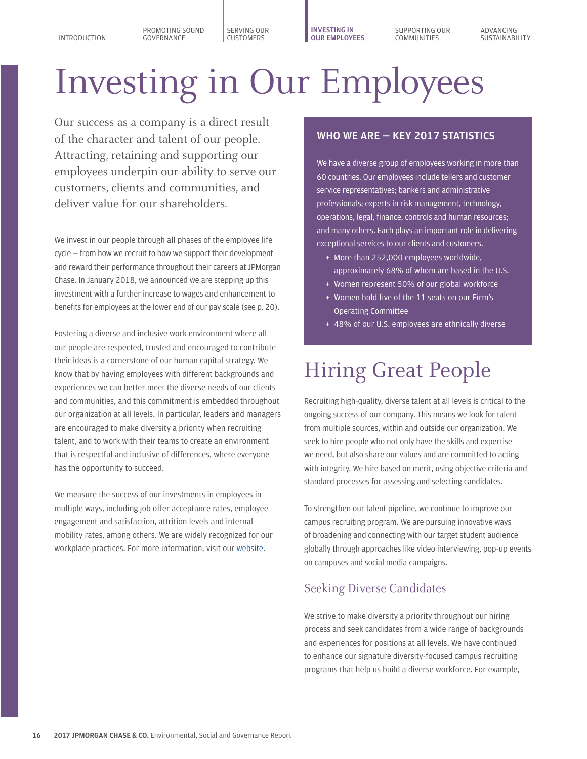# Investing in Our Employees

Our success as a company is a direct result of the character and talent of our people. Attracting, retaining and supporting our employees underpin our ability to serve our customers, clients and communities, and deliver value for our shareholders.

We invest in our people through all phases of the employee life cycle – from how we recruit to how we support their development and reward their performance throughout their careers at JPMorgan Chase. In January 2018, we announced we are stepping up this investment with a further increase to wages and enhancement to benefits for employees at the lower end of our pay scale (see p. 20).

Fostering a diverse and inclusive work environment where all our people are respected, trusted and encouraged to contribute their ideas is a cornerstone of our human capital strategy. We know that by having employees with different backgrounds and experiences we can better meet the diverse needs of our clients and communities, and this commitment is embedded throughout our organization at all levels. In particular, leaders and managers are encouraged to make diversity a priority when recruiting talent, and to work with their teams to create an environment that is respectful and inclusive of differences, where everyone has the opportunity to succeed.

We measure the success of our investments in employees in multiple ways, including job offer acceptance rates, employee engagement and satisfaction, attrition levels and internal mobility rates, among others. We are widely recognized for our workplace practices. For more information, visit our website.

### WHO WE ARE – KEY 2017 STATISTICS

We have a diverse group of employees working in more than 60 countries. Our employees include tellers and customer service representatives; bankers and administrative professionals; experts in risk management, technology, operations, legal, finance, controls and human resources; and many others. Each plays an important role in delivering exceptional services to our clients and customers.

- More than 252,000 employees worldwide, approximately 68% of whom are based in the U.S.
- Women represent 50% of our global workforce
- Women hold five of the 11 seats on our Firm's Operating Committee
- 48% of our U.S. employees are ethnically diverse

## Hiring Great People

Recruiting high-quality, diverse talent at all levels is critical to the ongoing success of our company. This means we look for talent from multiple sources, within and outside our organization. We seek to hire people who not only have the skills and expertise we need, but also share our values and are committed to acting with integrity. We hire based on merit, using objective criteria and standard processes for assessing and selecting candidates.

To strengthen our talent pipeline, we continue to improve our campus recruiting program. We are pursuing innovative ways of broadening and connecting with our target student audience globally through approaches like video interviewing, pop-up events on campuses and social media campaigns.

### Seeking Diverse Candidates

We strive to make diversity a priority throughout our hiring process and seek candidates from a wide range of backgrounds and experiences for positions at all levels. We have continued to enhance our signature diversity-focused campus recruiting programs that help us build a diverse workforce. For example,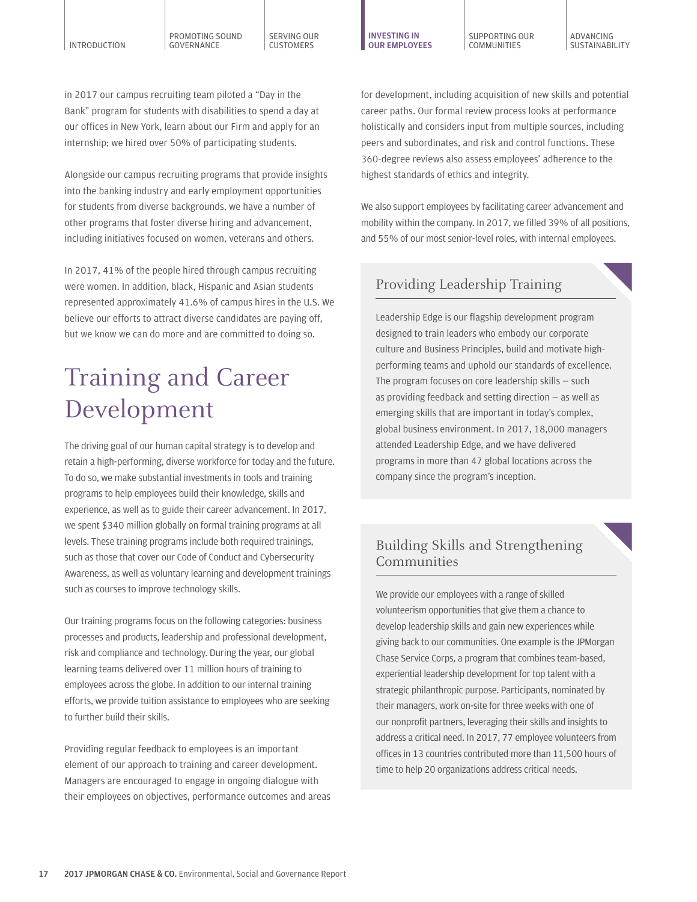in 2017 our campus recruiting team piloted a "Day in the Bank" program for students with disabilities to spend a day at our offices in New York, learn about our Firm and apply for an internship; we hired over 50% of participating students.

Alongside our campus recruiting programs that provide insights into the banking industry and early employment opportunities for students from diverse backgrounds, we have a number of other programs that foster diverse hiring and advancement, including initiatives focused on women, veterans and others.

In 2017, 41% of the people hired through campus recruiting were women. In addition, black, Hispanic and Asian students represented approximately 41.6% of campus hires in the U.S. We believe our efforts to attract diverse candidates are paying off, but we know we can do more and are committed to doing so.

# Training and Career Development

The driving goal of our human capital strategy is to develop and retain a high-performing, diverse workforce for today and the future. To do so, we make substantial investments in tools and training programs to help employees build their knowledge, skills and experience, as well as to guide their career advancement. In 2017, we spent $340 million globally on formal training programs at all levels. These training programs include both required trainings, such as those that cover our Code of Conduct and Cybersecurity Awareness, as well as voluntary learning and development trainings such as courses to improve technology skills.

Our training programs focus on the following categories: business processes and products, leadership and professional development, risk and compliance and technology. During the year, our global learning teams delivered over 11 million hours of training to employees across the globe. In addition to our internal training efforts, we provide tuition assistance to employees who are seeking to further build their skills.

Providing regular feedback to employees is an important element of our approach to training and career development. Managers are encouraged to engage in ongoing dialogue with their employees on objectives, performance outcomes and areas for development, including acquisition of new skills and potential career paths. Our formal review process looks at performance holistically and considers input from multiple sources, including peers and subordinates, and risk and control functions. These 360-degree reviews also assess employees' adherence to the highest standards of ethics and integrity.

We also support employees by facilitating career advancement and mobility within the company. In 2017, we filled 39% of all positions, and 55% of our most senior-level roles, with internal employees.

## Providing Leadership Training

Leadership Edge is our flagship development program designed to train leaders who embody our corporate culture and Business Principles, build and motivate high-performing teams and uphold our standards of excellence. The program focuses on core leadership skills – such as providing feedback and setting direction – as well as emerging skills that are important in today's complex, global business environment. In 2017, 18,000 managers attended Leadership Edge, and we have delivered programs in more than 47 global locations across the company since the program's inception.

## Building Skills and Strengthening Communities

We provide our employees with a range of skilled volunteerism opportunities that give them a chance to develop leadership skills and gain new experiences while giving back to our communities. One example is the JPMorgan Chase Service Corps, a program that combines team-based, experiential leadership development for top talent with a strategic philanthropic purpose. Participants, nominated by their managers, work on-site for three weeks with one of our nonprofit partners, leveraging their skills and insights to address a critical need. In 2017, 77 employee volunteers from offices in 13 countries contributed more than 11,500 hours of time to help 20 organizations address critical needs.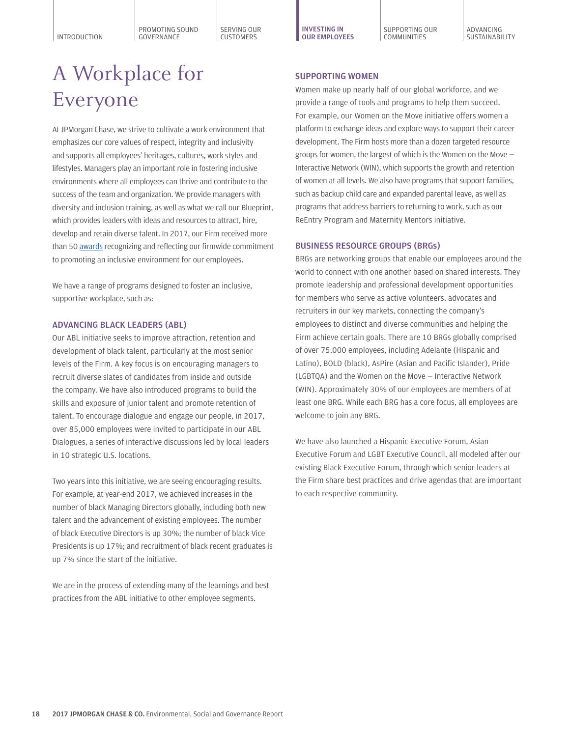# A Workplace for Everyone

At JPMorgan Chase, we strive to cultivate a work environment that emphasizes our core values of respect, integrity and inclusivity and supports all employees' heritages, cultures, work styles and lifestyles. Managers play an important role in fostering inclusive environments where all employees can thrive and contribute to the success of the team and organization. We provide managers with diversity and inclusion training, as well as what we call our Blueprint, which provides leaders with ideas and resources to attract, hire, develop and retain diverse talent. In 2017, our Firm received more than 50 awards recognizing and reflecting our firmwide commitment to promoting an inclusive environment for our employees.

We have a range of programs designed to foster an inclusive, supportive workplace, such as:

### ADVANCING BLACK LEADERS (ABL)

Our ABL initiative seeks to improve attraction, retention and development of black talent, particularly at the most senior levels of the Firm. A key focus is on encouraging managers to recruit diverse slates of candidates from inside and outside the company. We have also introduced programs to build the skills and exposure of junior talent and promote retention of talent. To encourage dialogue and engage our people, in 2017, over 85,000 employees were invited to participate in our ABL Dialogues, a series of interactive discussions led by local leaders in 10 strategic U.S. locations.

Two years into this initiative, we are seeing encouraging results. For example, at year-end 2017, we achieved increases in the number of black Managing Directors globally, including both new talent and the advancement of existing employees. The number of black Executive Directors is up 30%; the number of black Vice Presidents is up 17%; and recruitment of black recent graduates is up 7% since the start of the initiative.

We are in the process of extending many of the learnings and best practices from the ABL initiative to other employee segments.

### SUPPORTING WOMEN

Women make up nearly half of our global workforce, and we provide a range of tools and programs to help them succeed. For example, our Women on the Move initiative offers women a platform to exchange ideas and explore ways to support their career development. The Firm hosts more than a dozen targeted resource groups for women, the largest of which is the Women on the Move – Interactive Network (WIN), which supports the growth and retention of women at all levels. We also have programs that support families, such as backup child care and expanded parental leave, as well as programs that address barriers to returning to work, such as our ReEntry Program and Maternity Mentors initiative.

### BUSINESS RESOURCE GROUPS (BRGs)

BRGs are networking groups that enable our employees around the world to connect with one another based on shared interests. They promote leadership and professional development opportunities for members who serve as active volunteers, advocates and recruiters in our key markets, connecting the company's employees to distinct and diverse communities and helping the Firm achieve certain goals. There are 10 BRGs globally comprised of over 75,000 employees, including Adelante (Hispanic and Latino), BOLD (black), AsPire (Asian and Pacific Islander), Pride (LGBTQA) and the Women on the Move – Interactive Network (WIN). Approximately 30% of our employees are members of at least one BRG. While each BRG has a core focus, all employees are welcome to join any BRG.

We have also launched a Hispanic Executive Forum, Asian Executive Forum and LGBT Executive Council, all modeled after our existing Black Executive Forum, through which senior leaders at the Firm share best practices and drive agendas that are important to each respective community.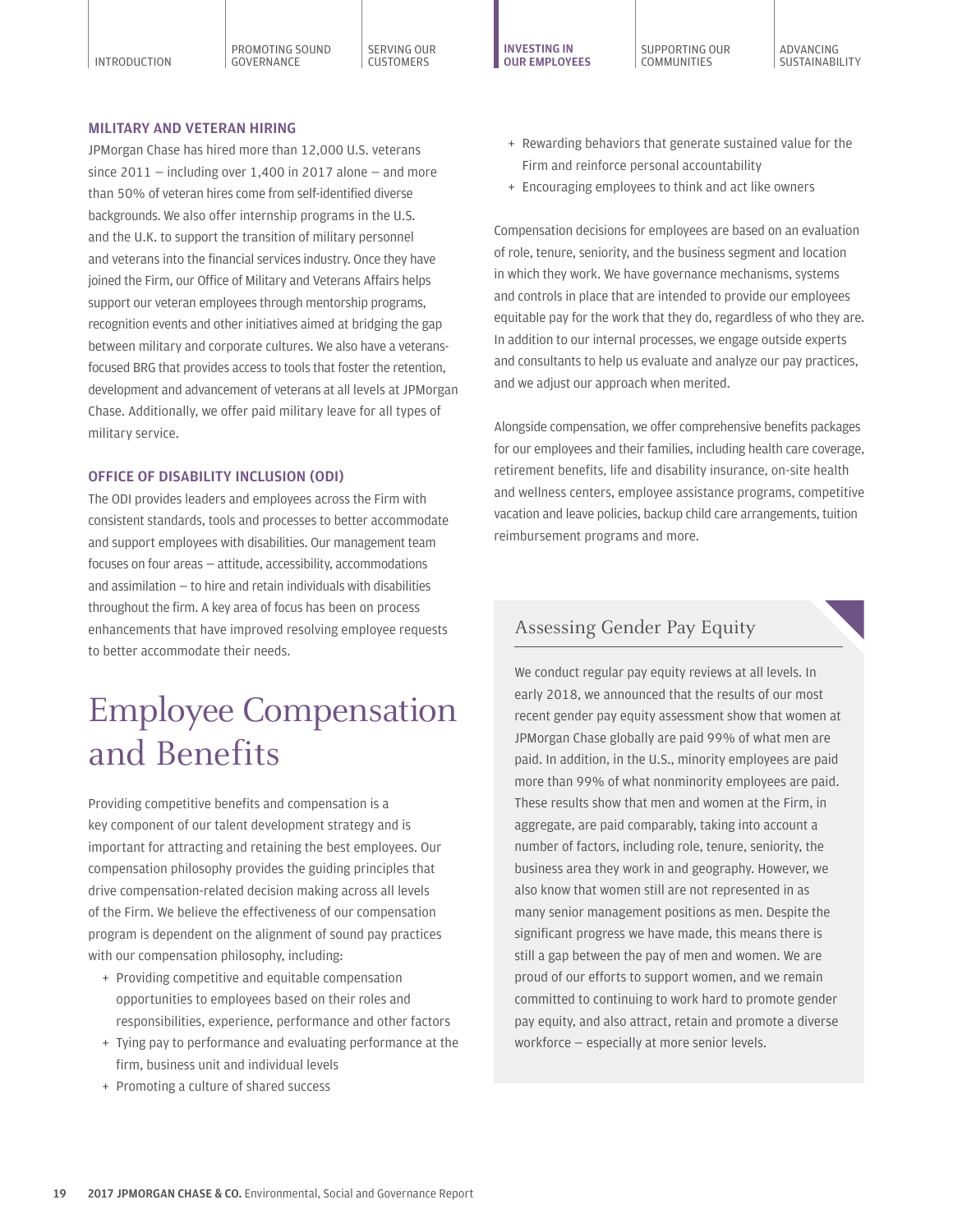### MILITARY AND VETERAN HIRING

JPMorgan Chase has hired more than 12,000 U.S. veterans since 2011 — including over 1,400 in 2017 alone — and more than 50% of veteran hires come from self-identified diverse backgrounds. We also offer internship programs in the U.S. and the U.K. to support the transition of military personnel and veterans into the financial services industry. Once they have joined the Firm, our Office of Military and Veterans Affairs helps support our veteran employees through mentorship programs, recognition events and other initiatives aimed at bridging the gap between military and corporate cultures. We also have a veterans-focused BRG that provides access to tools that foster the retention, development and advancement of veterans at all levels at JPMorgan Chase. Additionally, we offer paid military leave for all types of military service.

### OFFICE OF DISABILITY INCLUSION (ODI)

The ODI provides leaders and employees across the Firm with consistent standards, tools and processes to better accommodate and support employees with disabilities. Our management team focuses on four areas — attitude, accessibility, accommodations and assimilation — to hire and retain individuals with disabilities throughout the firm. A key area of focus has been on process enhancements that have improved resolving employee requests to better accommodate their needs.

# Employee Compensation and Benefits

Providing competitive benefits and compensation is a key component of our talent development strategy and is important for attracting and retaining the best employees. Our compensation philosophy provides the guiding principles that drive compensation-related decision making across all levels of the Firm. We believe the effectiveness of our compensation program is dependent on the alignment of sound pay practices with our compensation philosophy, including:

+ Providing competitive and equitable compensation opportunities to employees based on their roles and responsibilities, experience, performance and other factors
+ Tying pay to performance and evaluating performance at the firm, business unit and individual levels
+ Promoting a culture of shared success
+ Rewarding behaviors that generate sustained value for the Firm and reinforce personal accountability
+ Encouraging employees to think and act like owners

Compensation decisions for employees are based on an evaluation of role, tenure, seniority, and the business segment and location in which they work. We have governance mechanisms, systems and controls in place that are intended to provide our employees equitable pay for the work that they do, regardless of who they are. In addition to our internal processes, we engage outside experts and consultants to help us evaluate and analyze our pay practices, and we adjust our approach when merited.

Alongside compensation, we offer comprehensive benefits packages for our employees and their families, including health care coverage, retirement benefits, life and disability insurance, on-site health and wellness centers, employee assistance programs, competitive vacation and leave policies, backup child care arrangements, tuition reimbursement programs and more.

## Assessing Gender Pay Equity

We conduct regular pay equity reviews at all levels. In early 2018, we announced that the results of our most recent gender pay equity assessment show that women at JPMorgan Chase globally are paid 99% of what men are paid. In addition, in the U.S., minority employees are paid more than 99% of what nonminority employees are paid. These results show that men and women at the Firm, in aggregate, are paid comparably, taking into account a number of factors, including role, tenure, seniority, the business area they work in and geography. However, we also know that women still are not represented in as many senior management positions as men. Despite the significant progress we have made, this means there is still a gap between the pay of men and women. We are proud of our efforts to support women, and we remain committed to continuing to work hard to promote gender pay equity, and also attract, retain and promote a diverse workforce — especially at more senior levels.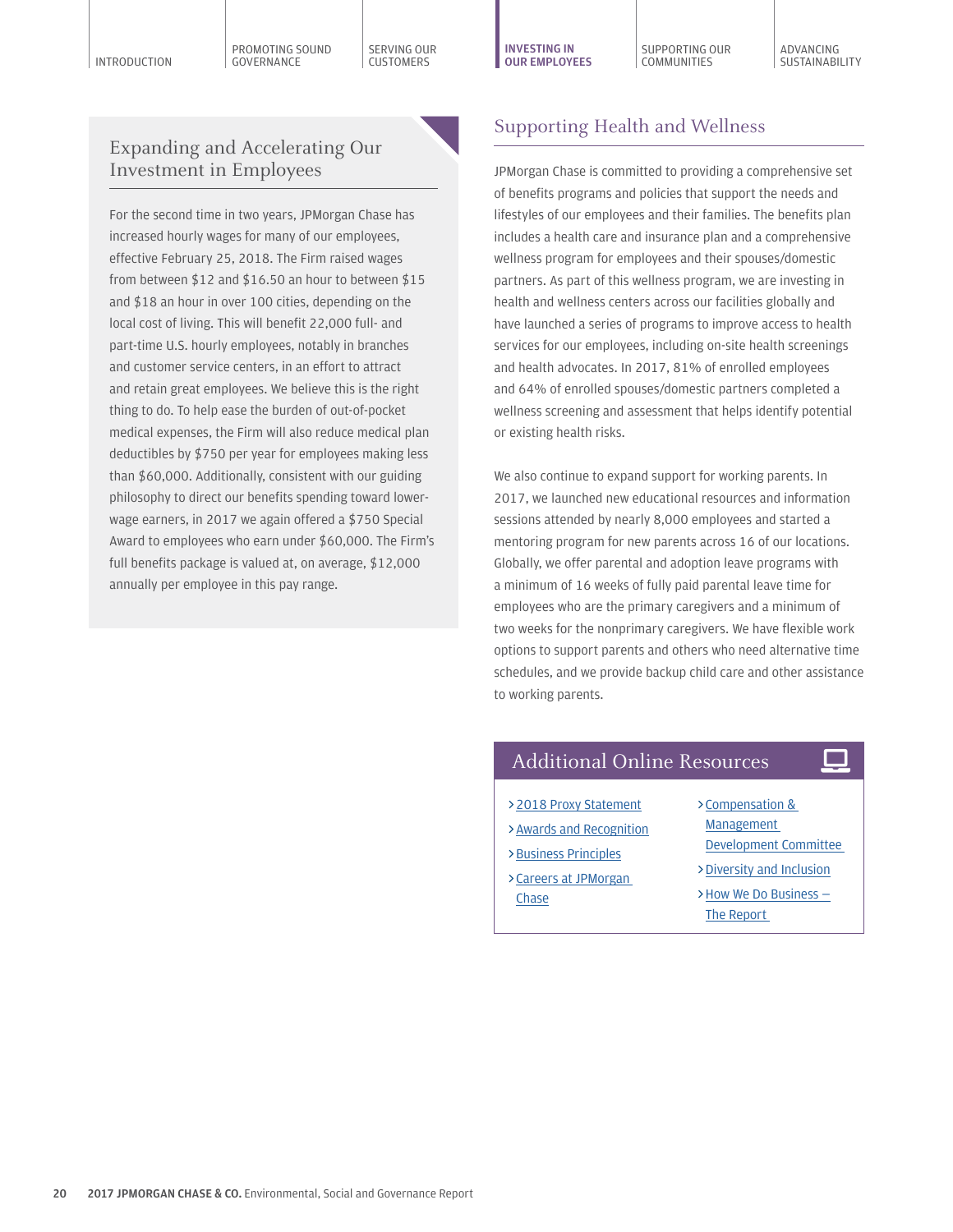## Expanding and Accelerating Our Investment in Employees

For the second time in two years, JPMorgan Chase has increased hourly wages for many of our employees, effective February 25, 2018. The Firm raised wages from between $12 and $16.50 an hour to between $15 and $18 an hour in over 100 cities, depending on the local cost of living. This will benefit 22,000 full- and part-time U.S. hourly employees, notably in branches and customer service centers, in an effort to attract and retain great employees. We believe this is the right thing to do. To help ease the burden of out-of-pocket medical expenses, the Firm will also reduce medical plan deductibles by $750 per year for employees making less than $60,000. Additionally, consistent with our guiding philosophy to direct our benefits spending toward lower-wage earners, in 2017 we again offered a $750 Special Award to employees who earn under $60,000. The Firm's full benefits package is valued at, on average, $12,000 annually per employee in this pay range.

## Supporting Health and Wellness

JPMorgan Chase is committed to providing a comprehensive set of benefits programs and policies that support the needs and lifestyles of our employees and their families. The benefits plan includes a health care and insurance plan and a comprehensive wellness program for employees and their spouses/domestic partners. As part of this wellness program, we are investing in health and wellness centers across our facilities globally and have launched a series of programs to improve access to health services for our employees, including on-site health screenings and health advocates. In 2017, 81% of enrolled employees and 64% of enrolled spouses/domestic partners completed a wellness screening and assessment that helps identify potential or existing health risks.

We also continue to expand support for working parents. In 2017, we launched new educational resources and information sessions attended by nearly 8,000 employees and started a mentoring program for new parents across 16 of our locations. Globally, we offer parental and adoption leave programs with a minimum of 16 weeks of fully paid parental leave time for employees who are the primary caregivers and a minimum of two weeks for the nonprimary caregivers. We have flexible work options to support parents and others who need alternative time schedules, and we provide backup child care and other assistance to working parents.

### Additional Online Resources

- 2018 Proxy Statement
- Awards and Recognition
- Business Principles
- Careers at JPMorgan Chase
- Compensation & Management Development Committee
- Diversity and Inclusion
- How We Do Business – The Report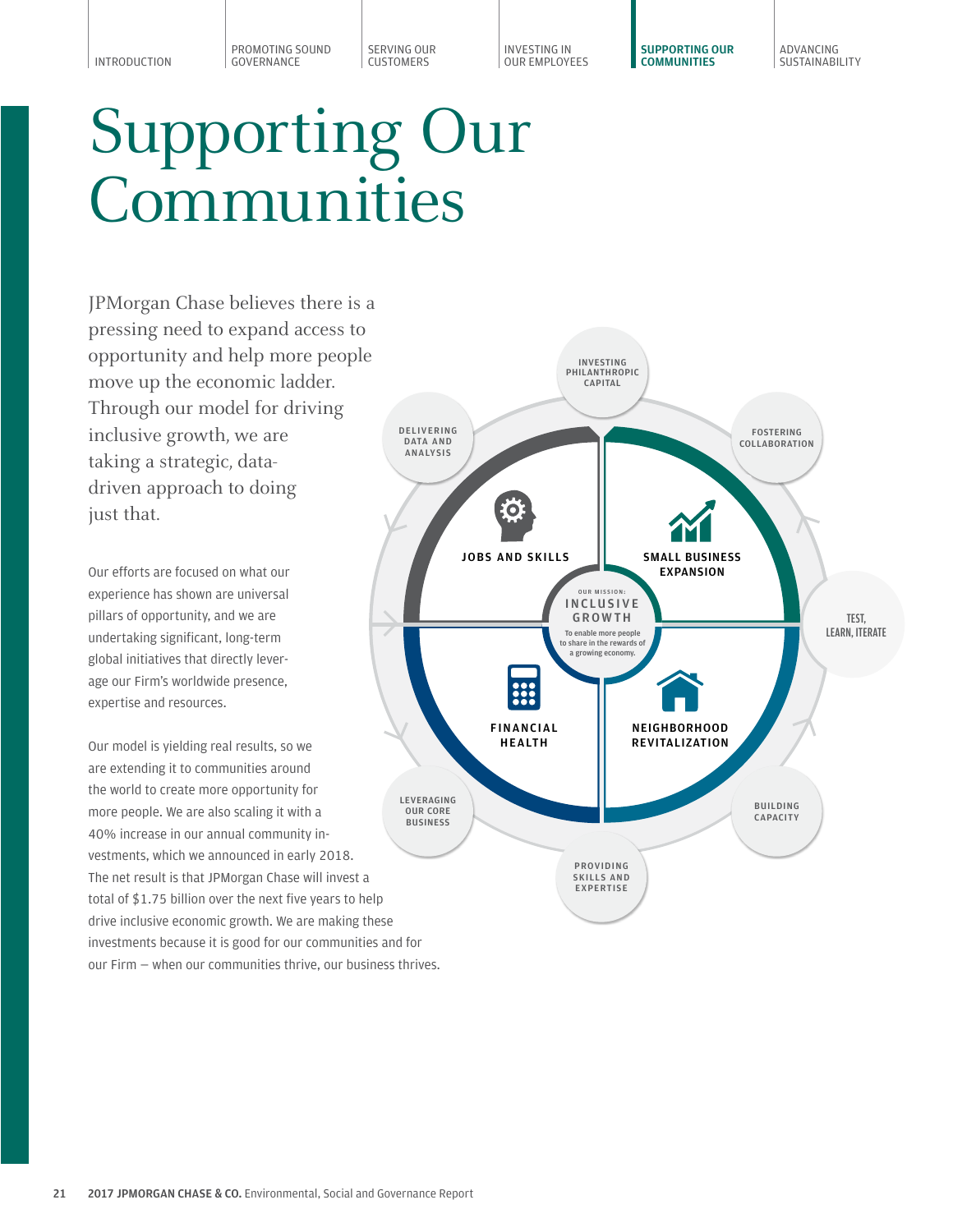# Supporting Our Communities

JPMorgan Chase believes there is a pressing need to expand access to opportunity and help more people move up the economic ladder. Through our model for driving inclusive growth, we are taking a strategic, data-driven approach to doing just that.

Our efforts are focused on what our experience has shown are universal pillars of opportunity, and we are undertaking significant, long-term global initiatives that directly leverage our Firm's worldwide presence, expertise and resources.

Our model is yielding real results, so we are extending it to communities around the world to create more opportunity for more people. We are also scaling it with a 40% increase in our annual community investments, which we announced in early 2018. The net result is that JPMorgan Chase will invest a total of $1.75 billion over the next five years to help drive inclusive economic growth. We are making these investments because it is good for our communities and for our Firm — when our communities thrive, our business thrives.

OUR MISSION: INCLUSIVE GROWTH

To enable more people to share in the rewards of a growing economy.

- JOBS AND SKILLS
- SMALL BUSINESS EXPANSION
- FINANCIAL HEALTH
- NEIGHBORHOOD REVITALIZATION

- INVESTING PHILANTHROPIC CAPITAL
- FOSTERING COLLABORATION
- TEST, LEARN, ITERATE
- BUILDING CAPACITY
- PROVIDING SKILLS AND EXPERTISE
- LEVERAGING OUR CORE BUSINESS
- DELIVERING DATA AND ANALYSIS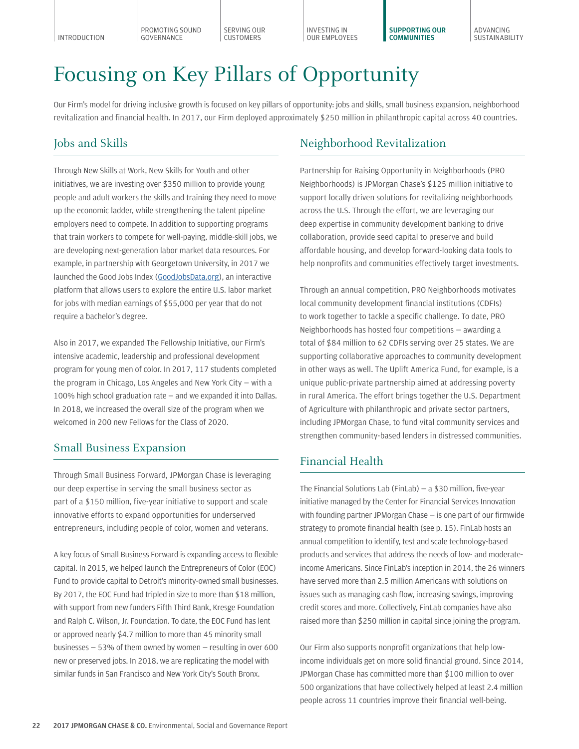# Focusing on Key Pillars of Opportunity

Our Firm's model for driving inclusive growth is focused on key pillars of opportunity: jobs and skills, small business expansion, neighborhood revitalization and financial health. In 2017, our Firm deployed approximately $250 million in philanthropic capital across 40 countries.

## Jobs and Skills

Through New Skills at Work, New Skills for Youth and other initiatives, we are investing over $350 million to provide young people and adult workers the skills and training they need to move up the economic ladder, while strengthening the talent pipeline employers need to compete. In addition to supporting programs that train workers to compete for well-paying, middle-skill jobs, we are developing next-generation labor market data resources. For example, in partnership with Georgetown University, in 2017 we launched the Good Jobs Index (GoodJobsData.org), an interactive platform that allows users to explore the entire U.S. labor market for jobs with median earnings of $55,000 per year that do not require a bachelor's degree.

Also in 2017, we expanded The Fellowship Initiative, our Firm's intensive academic, leadership and professional development program for young men of color. In 2017, 117 students completed the program in Chicago, Los Angeles and New York City — with a 100% high school graduation rate — and we expanded it into Dallas. In 2018, we increased the overall size of the program when we welcomed in 200 new Fellows for the Class of 2020.

## Small Business Expansion

Through Small Business Forward, JPMorgan Chase is leveraging our deep expertise in serving the small business sector as part of a $150 million, five-year initiative to support and scale innovative efforts to expand opportunities for underserved entrepreneurs, including people of color, women and veterans.

A key focus of Small Business Forward is expanding access to flexible capital. In 2015, we helped launch the Entrepreneurs of Color (EOC) Fund to provide capital to Detroit's minority-owned small businesses. By 2017, the EOC Fund had tripled in size to more than $18 million, with support from new funders Fifth Third Bank, Kresge Foundation and Ralph C. Wilson, Jr. Foundation. To date, the EOC Fund has lent or approved nearly $4.7 million to more than 45 minority small businesses — 53% of them owned by women — resulting in over 600 new or preserved jobs. In 2018, we are replicating the model with similar funds in San Francisco and New York City's South Bronx.

## Neighborhood Revitalization

Partnership for Raising Opportunity in Neighborhoods (PRO Neighborhoods) is JPMorgan Chase's $125 million initiative to support locally driven solutions for revitalizing neighborhoods across the U.S. Through the effort, we are leveraging our deep expertise in community development banking to drive collaboration, provide seed capital to preserve and build affordable housing, and develop forward-looking data tools to help nonprofits and communities effectively target investments.

Through an annual competition, PRO Neighborhoods motivates local community development financial institutions (CDFIs) to work together to tackle a specific challenge. To date, PRO Neighborhoods has hosted four competitions — awarding a total of $84 million to 62 CDFIs serving over 25 states. We are supporting collaborative approaches to community development in other ways as well. The Uplift America Fund, for example, is a unique public-private partnership aimed at addressing poverty in rural America. The effort brings together the U.S. Department of Agriculture with philanthropic and private sector partners, including JPMorgan Chase, to fund vital community services and strengthen community-based lenders in distressed communities.

## Financial Health

The Financial Solutions Lab (FinLab) — a $30 million, five-year initiative managed by the Center for Financial Services Innovation with founding partner JPMorgan Chase — is one part of our firmwide strategy to promote financial health (see p. 15). FinLab hosts an annual competition to identify, test and scale technology-based products and services that address the needs of low- and moderate-income Americans. Since FinLab's inception in 2014, the 26 winners have served more than 2.5 million Americans with solutions on issues such as managing cash flow, increasing savings, improving credit scores and more. Collectively, FinLab companies have also raised more than $250 million in capital since joining the program.

Our Firm also supports nonprofit organizations that help low-income individuals get on more solid financial ground. Since 2014, JPMorgan Chase has committed more than $100 million to over 500 organizations that have collectively helped at least 2.4 million people across 11 countries improve their financial well-being.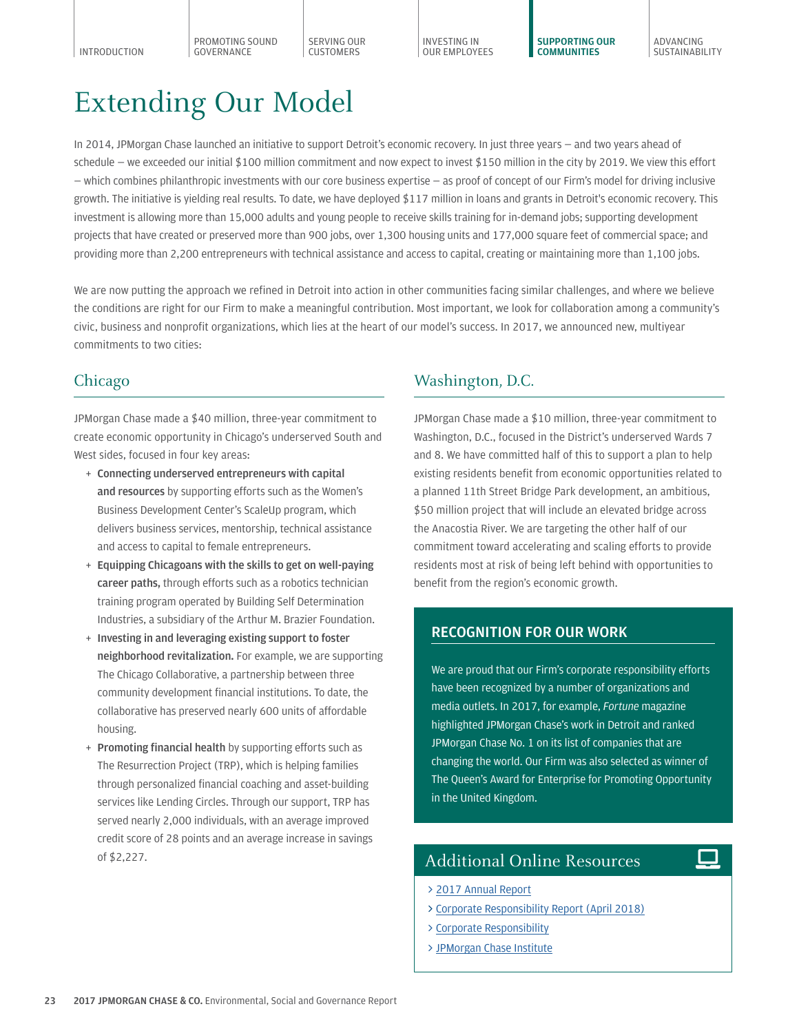# Extending Our Model

In 2014, JPMorgan Chase launched an initiative to support Detroit's economic recovery. In just three years — and two years ahead of schedule — we exceeded our initial $100 million commitment and now expect to invest $150 million in the city by 2019. We view this effort — which combines philanthropic investments with our core business expertise — as proof of concept of our Firm's model for driving inclusive growth. The initiative is yielding real results. To date, we have deployed $117 million in loans and grants in Detroit's economic recovery. This investment is allowing more than 15,000 adults and young people to receive skills training for in-demand jobs; supporting development projects that have created or preserved more than 900 jobs, over 1,300 housing units and 177,000 square feet of commercial space; and providing more than 2,200 entrepreneurs with technical assistance and access to capital, creating or maintaining more than 1,100 jobs.

We are now putting the approach we refined in Detroit into action in other communities facing similar challenges, and where we believe the conditions are right for our Firm to make a meaningful contribution. Most important, we look for collaboration among a community's civic, business and nonprofit organizations, which lies at the heart of our model's success. In 2017, we announced new, multiyear commitments to two cities:

## Chicago

JPMorgan Chase made a $40 million, three-year commitment to create economic opportunity in Chicago's underserved South and West sides, focused in four key areas:

+ **Connecting underserved entrepreneurs with capital and resources** by supporting efforts such as the Women's Business Development Center's ScaleUp program, which delivers business services, mentorship, technical assistance and access to capital to female entrepreneurs.
+ **Equipping Chicagoans with the skills to get on well-paying career paths,** through efforts such as a robotics technician training program operated by Building Self Determination Industries, a subsidiary of the Arthur M. Brazier Foundation.
+ **Investing in and leveraging existing support to foster neighborhood revitalization.** For example, we are supporting The Chicago Collaborative, a partnership between three community development financial institutions. To date, the collaborative has preserved nearly 600 units of affordable housing.
+ **Promoting financial health** by supporting efforts such as The Resurrection Project (TRP), which is helping families through personalized financial coaching and asset-building services like Lending Circles. Through our support, TRP has served nearly 2,000 individuals, with an average improved credit score of 28 points and an average increase in savings of $2,227.

## Washington, D.C.

JPMorgan Chase made a $10 million, three-year commitment to Washington, D.C., focused in the District's underserved Wards 7 and 8. We have committed half of this to support a plan to help existing residents benefit from economic opportunities related to a planned 11th Street Bridge Park development, an ambitious, $50 million project that will include an elevated bridge across the Anacostia River. We are targeting the other half of our commitment toward accelerating and scaling efforts to provide residents most at risk of being left behind with opportunities to benefit from the region's economic growth.

### RECOGNITION FOR OUR WORK

We are proud that our Firm's corporate responsibility efforts have been recognized by a number of organizations and media outlets. In 2017, for example, *Fortune* magazine highlighted JPMorgan Chase's work in Detroit and ranked JPMorgan Chase No. 1 on its list of companies that are changing the world. Our Firm was also selected as winner of The Queen's Award for Enterprise for Promoting Opportunity in the United Kingdom.

### Additional Online Resources

- 2017 Annual Report
- Corporate Responsibility Report (April 2018)
- Corporate Responsibility
- JPMorgan Chase Institute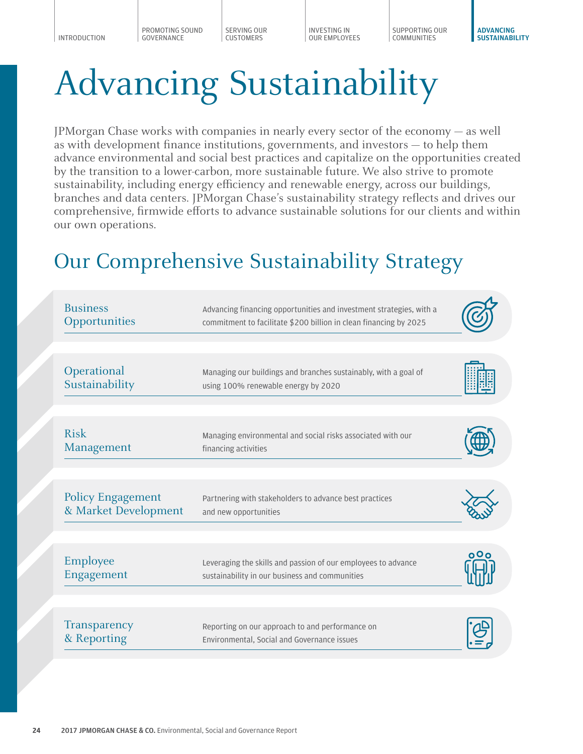# Advancing Sustainability

JPMorgan Chase works with companies in nearly every sector of the economy — as well as with development finance institutions, governments, and investors — to help them advance environmental and social best practices and capitalize on the opportunities created by the transition to a lower-carbon, more sustainable future. We also strive to promote sustainability, including energy efficiency and renewable energy, across our buildings, branches and data centers. JPMorgan Chase's sustainability strategy reflects and drives our comprehensive, firmwide efforts to advance sustainable solutions for our clients and within our own operations.

## Our Comprehensive Sustainability Strategy

| | |
|---|---|
| Business Opportunities | Advancing financing opportunities and investment strategies, with a commitment to facilitate $200 billion in clean financing by 2025 |
| Operational Sustainability | Managing our buildings and branches sustainably, with a goal of using 100% renewable energy by 2020 |
| Risk Management | Managing environmental and social risks associated with our financing activities |
| Policy Engagement & Market Development | Partnering with stakeholders to advance best practices and new opportunities |
| Employee Engagement | Leveraging the skills and passion of our employees to advance sustainability in our business and communities |
| Transparency & Reporting | Reporting on our approach to and performance on Environmental, Social and Governance issues |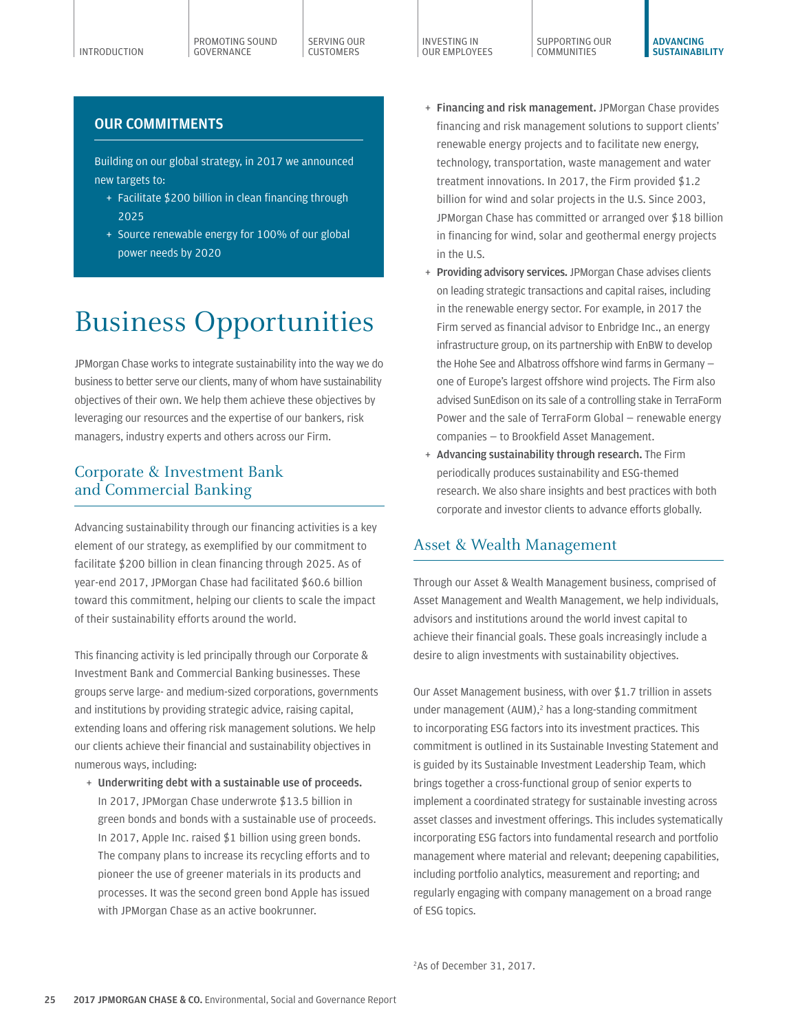## OUR COMMITMENTS

Building on our global strategy, in 2017 we announced new targets to:

- Facilitate $200 billion in clean financing through 2025
- Source renewable energy for 100% of our global power needs by 2020

# Business Opportunities

JPMorgan Chase works to integrate sustainability into the way we do business to better serve our clients, many of whom have sustainability objectives of their own. We help them achieve these objectives by leveraging our resources and the expertise of our bankers, risk managers, industry experts and others across our Firm.

## Corporate & Investment Bank and Commercial Banking

Advancing sustainability through our financing activities is a key element of our strategy, as exemplified by our commitment to facilitate $200 billion in clean financing through 2025. As of year-end 2017, JPMorgan Chase had facilitated $60.6 billion toward this commitment, helping our clients to scale the impact of their sustainability efforts around the world.

This financing activity is led principally through our Corporate & Investment Bank and Commercial Banking businesses. These groups serve large- and medium-sized corporations, governments and institutions by providing strategic advice, raising capital, extending loans and offering risk management solutions. We help our clients achieve their financial and sustainability objectives in numerous ways, including:

- **Underwriting debt with a sustainable use of proceeds.** In 2017, JPMorgan Chase underwrote $13.5 billion in green bonds and bonds with a sustainable use of proceeds. In 2017, Apple Inc. raised $1 billion using green bonds. The company plans to increase its recycling efforts and to pioneer the use of greener materials in its products and processes. It was the second green bond Apple has issued with JPMorgan Chase as an active bookrunner.
- **Financing and risk management.** JPMorgan Chase provides financing and risk management solutions to support clients' renewable energy projects and to facilitate new energy, technology, transportation, waste management and water treatment innovations. In 2017, the Firm provided $1.2 billion for wind and solar projects in the U.S. Since 2003, JPMorgan Chase has committed or arranged over $18 billion in financing for wind, solar and geothermal energy projects in the U.S.
- **Providing advisory services.** JPMorgan Chase advises clients on leading strategic transactions and capital raises, including in the renewable energy sector. For example, in 2017 the Firm served as financial advisor to Enbridge Inc., an energy infrastructure group, on its partnership with EnBW to develop the Hohe See and Albatross offshore wind farms in Germany – one of Europe's largest offshore wind projects. The Firm also advised SunEdison on its sale of a controlling stake in TerraForm Power and the sale of TerraForm Global – renewable energy companies – to Brookfield Asset Management.
- **Advancing sustainability through research.** The Firm periodically produces sustainability and ESG-themed research. We also share insights and best practices with both corporate and investor clients to advance efforts globally.

## Asset & Wealth Management

Through our Asset & Wealth Management business, comprised of Asset Management and Wealth Management, we help individuals, advisors and institutions around the world invest capital to achieve their financial goals. These goals increasingly include a desire to align investments with sustainability objectives.

Our Asset Management business, with over $1.7 trillion in assets under management (AUM),[2] has a long-standing commitment to incorporating ESG factors into its investment practices. This commitment is outlined in its Sustainable Investing Statement and is guided by its Sustainable Investment Leadership Team, which brings together a cross-functional group of senior experts to implement a coordinated strategy for sustainable investing across asset classes and investment offerings. This includes systematically incorporating ESG factors into fundamental research and portfolio management where material and relevant; deepening capabilities, including portfolio analytics, measurement and reporting; and regularly engaging with company management on a broad range of ESG topics.

[2]As of December 31, 2017.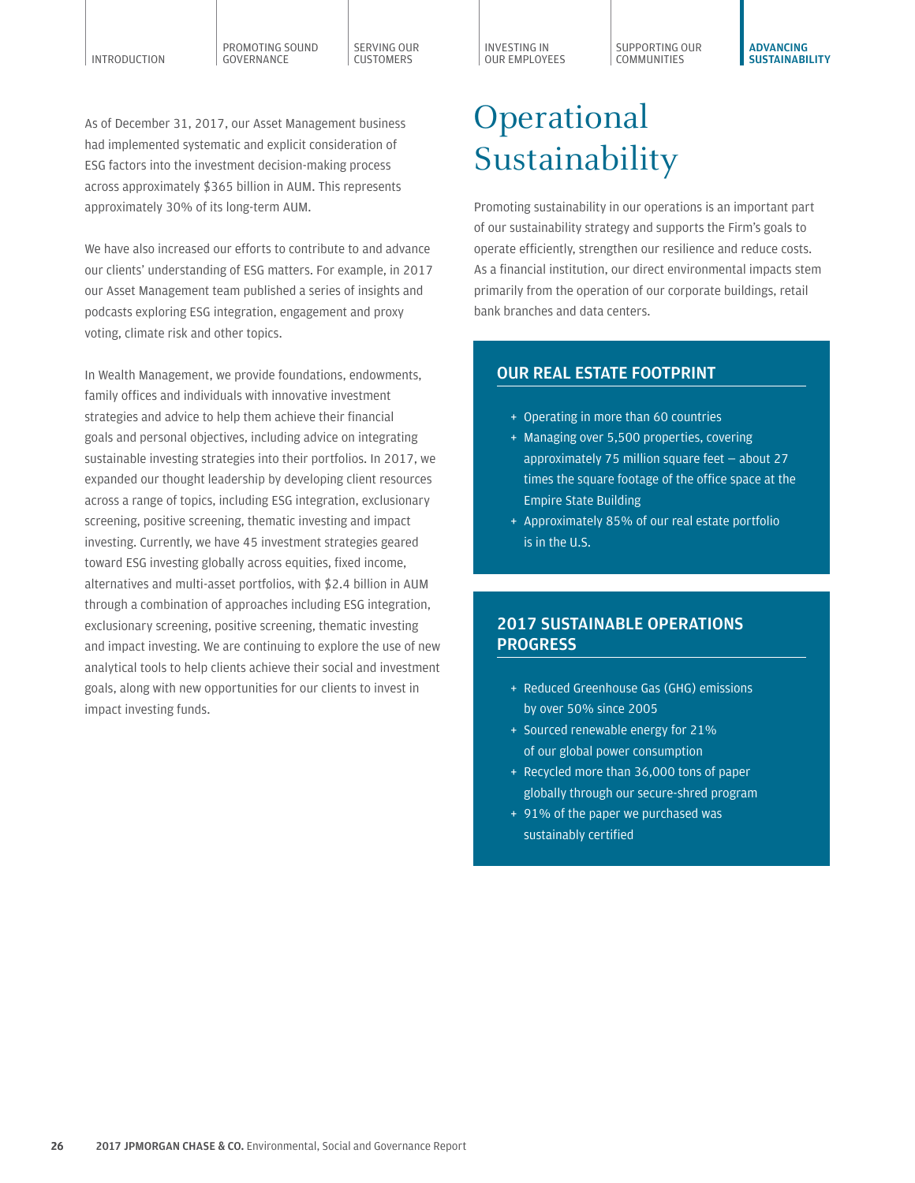As of December 31, 2017, our Asset Management business had implemented systematic and explicit consideration of ESG factors into the investment decision-making process across approximately $365 billion in AUM. This represents approximately 30% of its long-term AUM.

We have also increased our efforts to contribute to and advance our clients' understanding of ESG matters. For example, in 2017 our Asset Management team published a series of insights and podcasts exploring ESG integration, engagement and proxy voting, climate risk and other topics.

In Wealth Management, we provide foundations, endowments, family offices and individuals with innovative investment strategies and advice to help them achieve their financial goals and personal objectives, including advice on integrating sustainable investing strategies into their portfolios. In 2017, we expanded our thought leadership by developing client resources across a range of topics, including ESG integration, exclusionary screening, positive screening, thematic investing and impact investing. Currently, we have 45 investment strategies geared toward ESG investing globally across equities, fixed income, alternatives and multi-asset portfolios, with $2.4 billion in AUM through a combination of approaches including ESG integration, exclusionary screening, positive screening, thematic investing and impact investing. We are continuing to explore the use of new analytical tools to help clients achieve their social and investment goals, along with new opportunities for our clients to invest in impact investing funds.

# Operational Sustainability

Promoting sustainability in our operations is an important part of our sustainability strategy and supports the Firm's goals to operate efficiently, strengthen our resilience and reduce costs. As a financial institution, our direct environmental impacts stem primarily from the operation of our corporate buildings, retail bank branches and data centers.

## OUR REAL ESTATE FOOTPRINT

+ Operating in more than 60 countries
+ Managing over 5,500 properties, covering approximately 75 million square feet – about 27 times the square footage of the office space at the Empire State Building
+ Approximately 85% of our real estate portfolio is in the U.S.

## 2017 SUSTAINABLE OPERATIONS PROGRESS

+ Reduced Greenhouse Gas (GHG) emissions by over 50% since 2005
+ Sourced renewable energy for 21% of our global power consumption
+ Recycled more than 36,000 tons of paper globally through our secure-shred program
+ 91% of the paper we purchased was sustainably certified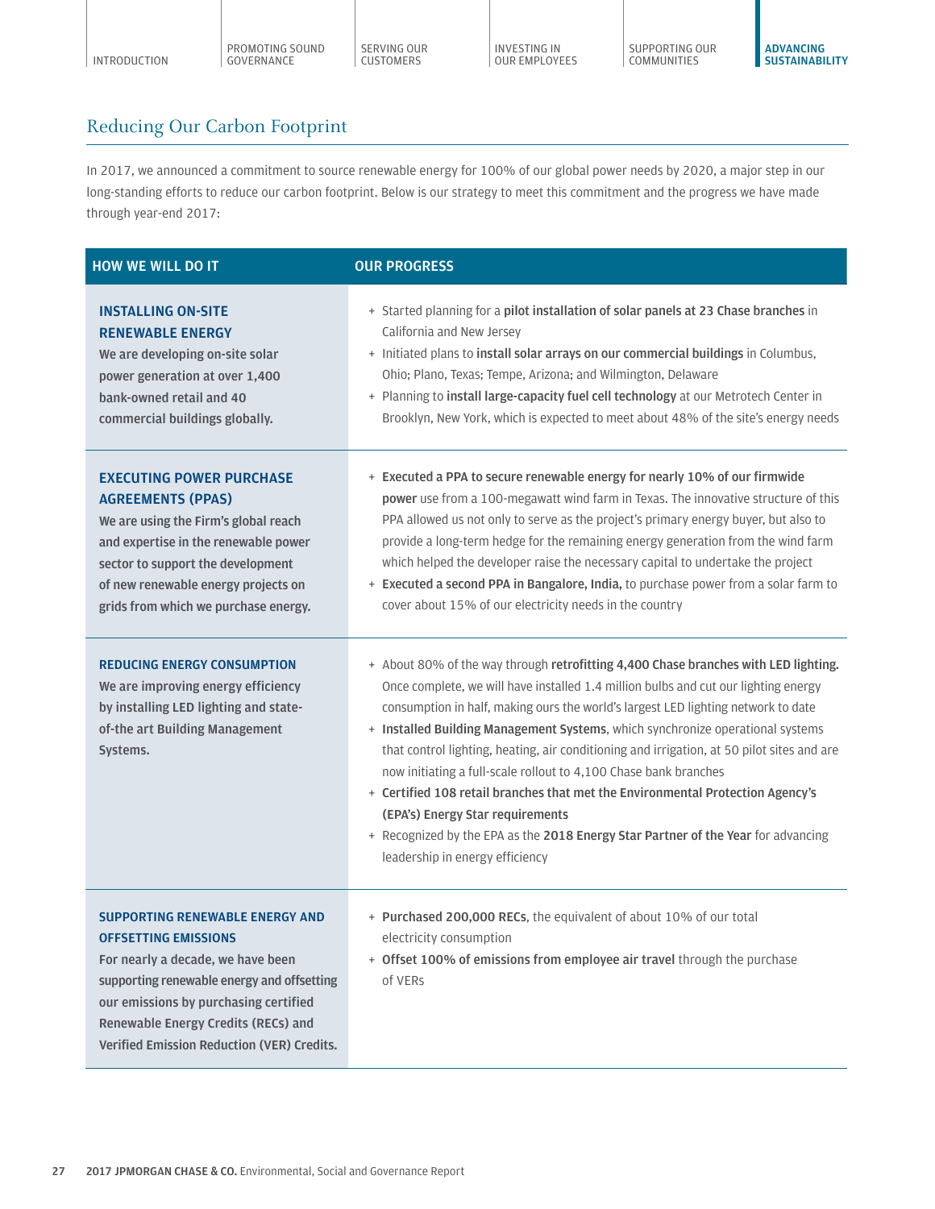## Reducing Our Carbon Footprint

In 2017, we announced a commitment to source renewable energy for 100% of our global power needs by 2020, a major step in our long-standing efforts to reduce our carbon footprint. Below is our strategy to meet this commitment and the progress we have made through year-end 2017:

| HOW WE WILL DO IT | OUR PROGRESS |
|---|---|
| **INSTALLING ON-SITE RENEWABLE ENERGY** We are developing on-site solar power generation at over 1,400 bank-owned retail and 40 commercial buildings globally. | + Started planning for a **pilot installation of solar panels at 23 Chase branches** in California and New Jersey<br>+ Initiated plans to **install solar arrays on our commercial buildings** in Columbus, Ohio; Plano, Texas; Tempe, Arizona; and Wilmington, Delaware<br>+ Planning to **install large-capacity fuel cell technology** at our Metrotech Center in Brooklyn, New York, which is expected to meet about 48% of the site's energy needs |
| **EXECUTING POWER PURCHASE AGREEMENTS (PPAS)** We are using the Firm's global reach and expertise in the renewable power sector to support the development of new renewable energy projects on grids from which we purchase energy. | + **Executed a PPA to secure renewable energy for nearly 10% of our firmwide power** use from a 100-megawatt wind farm in Texas. The innovative structure of this PPA allowed us not only to serve as the project's primary energy buyer, but also to provide a long-term hedge for the remaining energy generation from the wind farm which helped the developer raise the necessary capital to undertake the project<br>+ **Executed a second PPA in Bangalore, India,** to purchase power from a solar farm to cover about 15% of our electricity needs in the country |
| **REDUCING ENERGY CONSUMPTION** We are improving energy efficiency by installing LED lighting and state-of-the art Building Management Systems. | + About 80% of the way through **retrofitting 4,400 Chase branches with LED lighting.** Once complete, we will have installed 1.4 million bulbs and cut our lighting energy consumption in half, making ours the world's largest LED lighting network to date<br>+ **Installed Building Management Systems**, which synchronize operational systems that control lighting, heating, air conditioning and irrigation, at 50 pilot sites and are now initiating a full-scale rollout to 4,100 Chase bank branches<br>+ **Certified 108 retail branches that met the Environmental Protection Agency's (EPA's) Energy Star requirements**<br>+ Recognized by the EPA as the **2018 Energy Star Partner of the Year** for advancing leadership in energy efficiency |
| **SUPPORTING RENEWABLE ENERGY AND OFFSETTING EMISSIONS** For nearly a decade, we have been supporting renewable energy and offsetting our emissions by purchasing certified Renewable Energy Credits (RECs) and Verified Emission Reduction (VER) Credits. | + **Purchased 200,000 RECs**, the equivalent of about 10% of our total electricity consumption<br>+ **Offset 100% of emissions from employee air travel** through the purchase of VERs |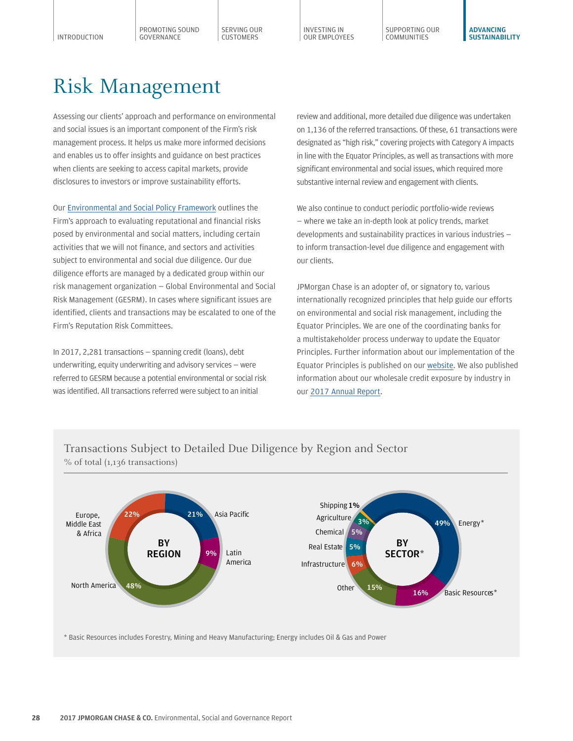# Risk Management

Assessing our clients' approach and performance on environmental and social issues is an important component of the Firm's risk management process. It helps us make more informed decisions and enables us to offer insights and guidance on best practices when clients are seeking to access capital markets, provide disclosures to investors or improve sustainability efforts.

Our Environmental and Social Policy Framework outlines the Firm's approach to evaluating reputational and financial risks posed by environmental and social matters, including certain activities that we will not finance, and sectors and activities subject to environmental and social due diligence. Our due diligence efforts are managed by a dedicated group within our risk management organization — Global Environmental and Social Risk Management (GESRM). In cases where significant issues are identified, clients and transactions may be escalated to one of the Firm's Reputation Risk Committees.

In 2017, 2,281 transactions — spanning credit (loans), debt underwriting, equity underwriting and advisory services — were referred to GESRM because a potential environmental or social risk was identified. All transactions referred were subject to an initial review and additional, more detailed due diligence was undertaken on 1,136 of the referred transactions. Of these, 61 transactions were designated as "high risk," covering projects with Category A impacts in line with the Equator Principles, as well as transactions with more significant environmental and social issues, which required more substantive internal review and engagement with clients.

We also continue to conduct periodic portfolio-wide reviews — where we take an in-depth look at policy trends, market developments and sustainability practices in various industries — to inform transaction-level due diligence and engagement with our clients.

JPMorgan Chase is an adopter of, or signatory to, various internationally recognized principles that help guide our efforts on environmental and social risk management, including the Equator Principles. We are one of the coordinating banks for a multistakeholder process underway to update the Equator Principles. Further information about our implementation of the Equator Principles is published on our website. We also published information about our wholesale credit exposure by industry in our 2017 Annual Report.

## Transactions Subject to Detailed Due Diligence by Region and Sector

% of total (1,136 transactions)

**BY REGION**

| Region | % |
|---|---|
| North America | 48% |
| Europe, Middle East & Africa | 22% |
| Asia Pacific | 21% |
| Latin America | 9% |

**BY SECTOR***

| Sector | % |
|---|---|
| Energy* | 49% |
| Basic Resources* | 16% |
| Other | 15% |
| Infrastructure | 6% |
| Real Estate | 5% |
| Chemical | 5% |
| Agriculture | 3% |
| Shipping | 1% |

\* Basic Resources includes Forestry, Mining and Heavy Manufacturing; Energy includes Oil & Gas and Power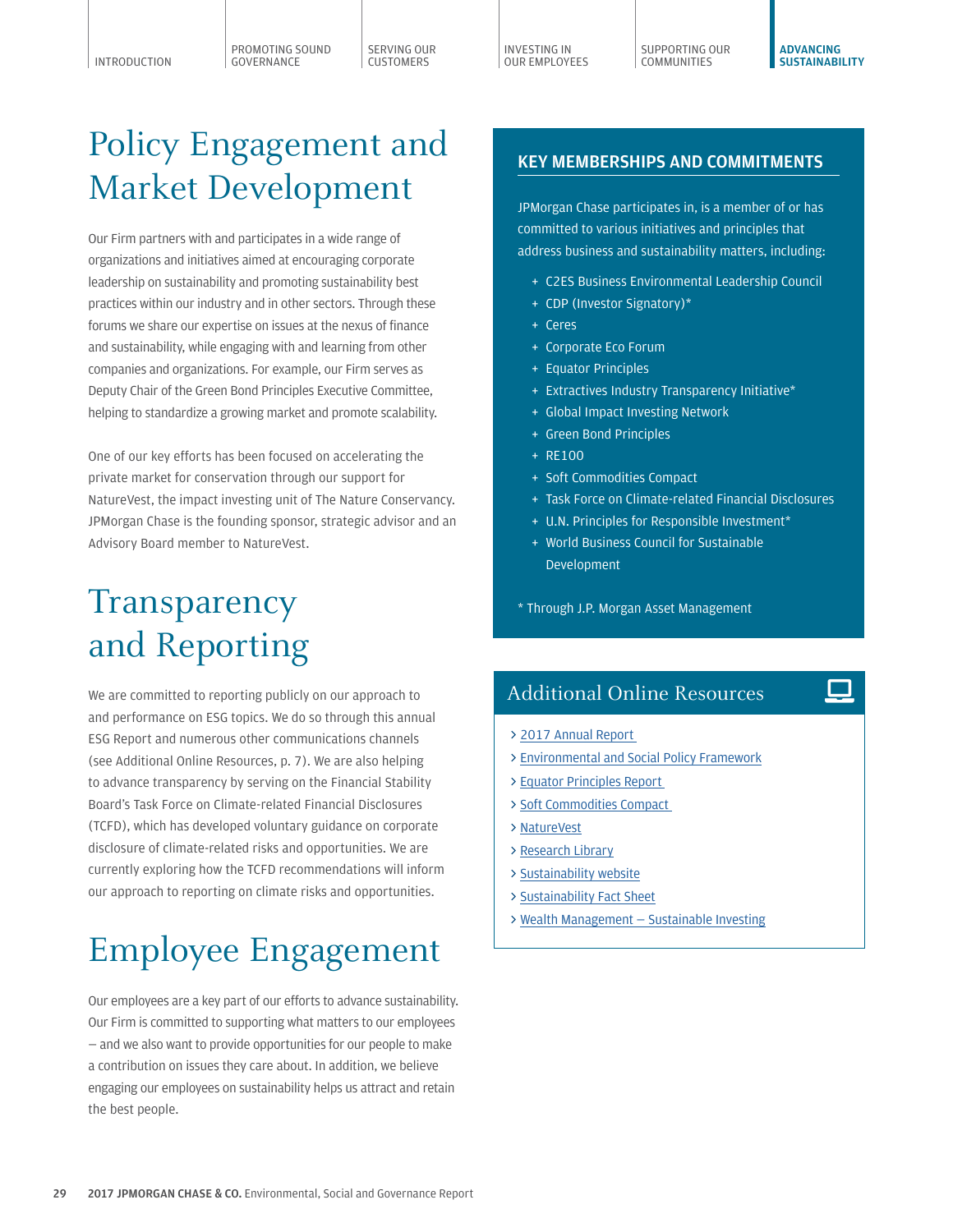# Policy Engagement and Market Development

Our Firm partners with and participates in a wide range of organizations and initiatives aimed at encouraging corporate leadership on sustainability and promoting sustainability best practices within our industry and in other sectors. Through these forums we share our expertise on issues at the nexus of finance and sustainability, while engaging with and learning from other companies and organizations. For example, our Firm serves as Deputy Chair of the Green Bond Principles Executive Committee, helping to standardize a growing market and promote scalability.

One of our key efforts has been focused on accelerating the private market for conservation through our support for NatureVest, the impact investing unit of The Nature Conservancy. JPMorgan Chase is the founding sponsor, strategic advisor and an Advisory Board member to NatureVest.

# Transparency and Reporting

We are committed to reporting publicly on our approach to and performance on ESG topics. We do so through this annual ESG Report and numerous other communications channels (see Additional Online Resources, p. 7). We are also helping to advance transparency by serving on the Financial Stability Board's Task Force on Climate-related Financial Disclosures (TCFD), which has developed voluntary guidance on corporate disclosure of climate-related risks and opportunities. We are currently exploring how the TCFD recommendations will inform our approach to reporting on climate risks and opportunities.

# Employee Engagement

Our employees are a key part of our efforts to advance sustainability. Our Firm is committed to supporting what matters to our employees — and we also want to provide opportunities for our people to make a contribution on issues they care about. In addition, we believe engaging our employees on sustainability helps us attract and retain the best people.

## KEY MEMBERSHIPS AND COMMITMENTS

JPMorgan Chase participates in, is a member of or has committed to various initiatives and principles that address business and sustainability matters, including:

- C2ES Business Environmental Leadership Council
- CDP (Investor Signatory)*
- Ceres
- Corporate Eco Forum
- Equator Principles
- Extractives Industry Transparency Initiative*
- Global Impact Investing Network
- Green Bond Principles
- RE100
- Soft Commodities Compact
- Task Force on Climate-related Financial Disclosures
- U.N. Principles for Responsible Investment*
- World Business Council for Sustainable Development

* Through J.P. Morgan Asset Management

## Additional Online Resources

- 2017 Annual Report
- Environmental and Social Policy Framework
- Equator Principles Report
- Soft Commodities Compact
- NatureVest
- Research Library
- Sustainability website
- Sustainability Fact Sheet
- Wealth Management – Sustainable Investing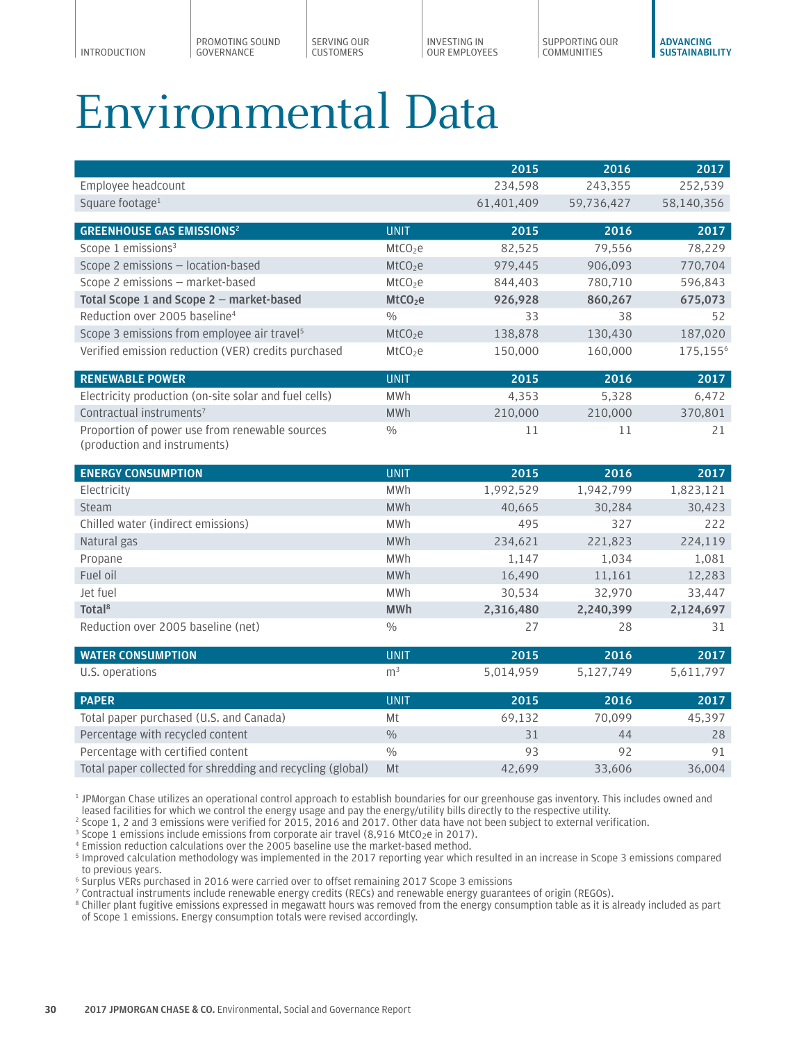# Environmental Data

| | | 2015 | 2016 | 2017 |
|---|---|---|---|---|
| Employee headcount | | 234,598 | 243,355 | 252,539 |
| Square footage[1] | | 61,401,409 | 59,736,427 | 58,140,356 |

| GREENHOUSE GAS EMISSIONS[2] | UNIT | 2015 | 2016 | 2017 |
|---|---|---|---|---|
| Scope 1 emissions[3] | $MtCO_2e$ | 82,525 | 79,556 | 78,229 |
| Scope 2 emissions – location-based | $MtCO_2e$ | 979,445 | 906,093 | 770,704 |
| Scope 2 emissions – market-based | $MtCO_2e$ | 844,403 | 780,710 | 596,843 |
| **Total Scope 1 and Scope 2 – market-based** | **$MtCO_2e$** | **926,928** | **860,267** | **675,073** |
| Reduction over 2005 baseline[4] | % | 33 | 38 | 52 |
| Scope 3 emissions from employee air travel[5] | $MtCO_2e$ | 138,878 | 130,430 | 187,020 |
| Verified emission reduction (VER) credits purchased | $MtCO_2e$ | 150,000 | 160,000 | 175,155[6] |

| RENEWABLE POWER | UNIT | 2015 | 2016 | 2017 |
|---|---|---|---|---|
| Electricity production (on-site solar and fuel cells) | MWh | 4,353 | 5,328 | 6,472 |
| Contractual instruments[7] | MWh | 210,000 | 210,000 | 370,801 |
| Proportion of power use from renewable sources (production and instruments) | % | 11 | 11 | 21 |

| ENERGY CONSUMPTION | UNIT | 2015 | 2016 | 2017 |
|---|---|---|---|---|
| Electricity | MWh | 1,992,529 | 1,942,799 | 1,823,121 |
| Steam | MWh | 40,665 | 30,284 | 30,423 |
| Chilled water (indirect emissions) | MWh | 495 | 327 | 222 |
| Natural gas | MWh | 234,621 | 221,823 | 224,119 |
| Propane | MWh | 1,147 | 1,034 | 1,081 |
| Fuel oil | MWh | 16,490 | 11,161 | 12,283 |
| Jet fuel | MWh | 30,534 | 32,970 | 33,447 |
| **Total[8]** | **MWh** | **2,316,480** | **2,240,399** | **2,124,697** |
| Reduction over 2005 baseline (net) | % | 27 | 28 | 31 |

| WATER CONSUMPTION | UNIT | 2015 | 2016 | 2017 |
|---|---|---|---|---|
| U.S. operations | $m^3$ | 5,014,959 | 5,127,749 | 5,611,797 |

| PAPER | UNIT | 2015 | 2016 | 2017 |
|---|---|---|---|---|
| Total paper purchased (U.S. and Canada) | Mt | 69,132 | 70,099 | 45,397 |
| Percentage with recycled content | % | 31 | 44 | 28 |
| Percentage with certified content | % | 93 | 92 | 91 |
| Total paper collected for shredding and recycling (global) | Mt | 42,699 | 33,606 | 36,004 |

[1] JPMorgan Chase utilizes an operational control approach to establish boundaries for our greenhouse gas inventory. This includes owned and leased facilities for which we control the energy usage and pay the energy/utility bills directly to the respective utility.
[2] Scope 1, 2 and 3 emissions were verified for 2015, 2016 and 2017. Other data have not been subject to external verification.
[3] Scope 1 emissions include emissions from corporate air travel (8,916 $MtCO_2e$ in 2017).
[4] Emission reduction calculations over the 2005 baseline use the market-based method.
[5] Improved calculation methodology was implemented in the 2017 reporting year which resulted in an increase in Scope 3 emissions compared to previous years.
[6] Surplus VERs purchased in 2016 were carried over to offset remaining 2017 Scope 3 emissions
[7] Contractual instruments include renewable energy credits (RECs) and renewable energy guarantees of origin (REGOs).
[8] Chiller plant fugitive emissions expressed in megawatt hours was removed from the energy consumption table as it is already included as part of Scope 1 emissions. Energy consumption totals were revised accordingly.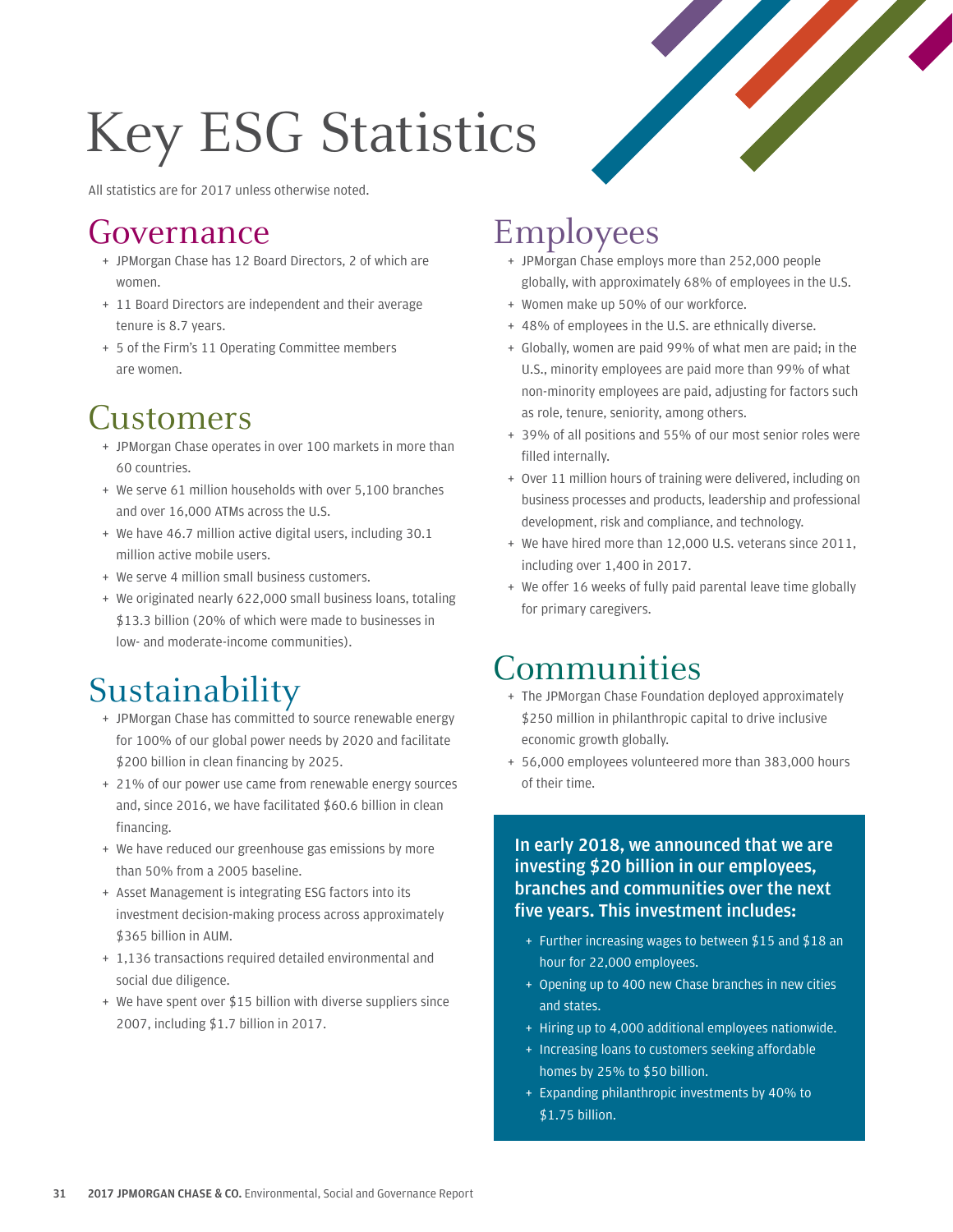# Key ESG Statistics

All statistics are for 2017 unless otherwise noted.

## Governance

- JPMorgan Chase has 12 Board Directors, 2 of which are women.
- 11 Board Directors are independent and their average tenure is 8.7 years.
- 5 of the Firm's 11 Operating Committee members are women.

## Customers

- JPMorgan Chase operates in over 100 markets in more than 60 countries.
- We serve 61 million households with over 5,100 branches and over 16,000 ATMs across the U.S.
- We have 46.7 million active digital users, including 30.1 million active mobile users.
- We serve 4 million small business customers.
- We originated nearly 622,000 small business loans, totaling $13.3 billion (20% of which were made to businesses in low- and moderate-income communities).

## Sustainability

- JPMorgan Chase has committed to source renewable energy for 100% of our global power needs by 2020 and facilitate $200 billion in clean financing by 2025.
- 21% of our power use came from renewable energy sources and, since 2016, we have facilitated $60.6 billion in clean financing.
- We have reduced our greenhouse gas emissions by more than 50% from a 2005 baseline.
- Asset Management is integrating ESG factors into its investment decision-making process across approximately $365 billion in AUM.
- 1,136 transactions required detailed environmental and social due diligence.
- We have spent over $15 billion with diverse suppliers since 2007, including $1.7 billion in 2017.

## Employees

- JPMorgan Chase employs more than 252,000 people globally, with approximately 68% of employees in the U.S.
- Women make up 50% of our workforce.
- 48% of employees in the U.S. are ethnically diverse.
- Globally, women are paid 99% of what men are paid; in the U.S., minority employees are paid more than 99% of what non-minority employees are paid, adjusting for factors such as role, tenure, seniority, among others.
- 39% of all positions and 55% of our most senior roles were filled internally.
- Over 11 million hours of training were delivered, including on business processes and products, leadership and professional development, risk and compliance, and technology.
- We have hired more than 12,000 U.S. veterans since 2011, including over 1,400 in 2017.
- We offer 16 weeks of fully paid parental leave time globally for primary caregivers.

## Communities

- The JPMorgan Chase Foundation deployed approximately $250 million in philanthropic capital to drive inclusive economic growth globally.
- 56,000 employees volunteered more than 383,000 hours of their time.

**In early 2018, we announced that we are investing $20 billion in our employees, branches and communities over the next five years. This investment includes:**

- Further increasing wages to between $15 and $18 an hour for 22,000 employees.
- Opening up to 400 new Chase branches in new cities and states.
- Hiring up to 4,000 additional employees nationwide.
- Increasing loans to customers seeking affordable homes by 25% to $50 billion.
- Expanding philanthropic investments by 40% to $1.75 billion.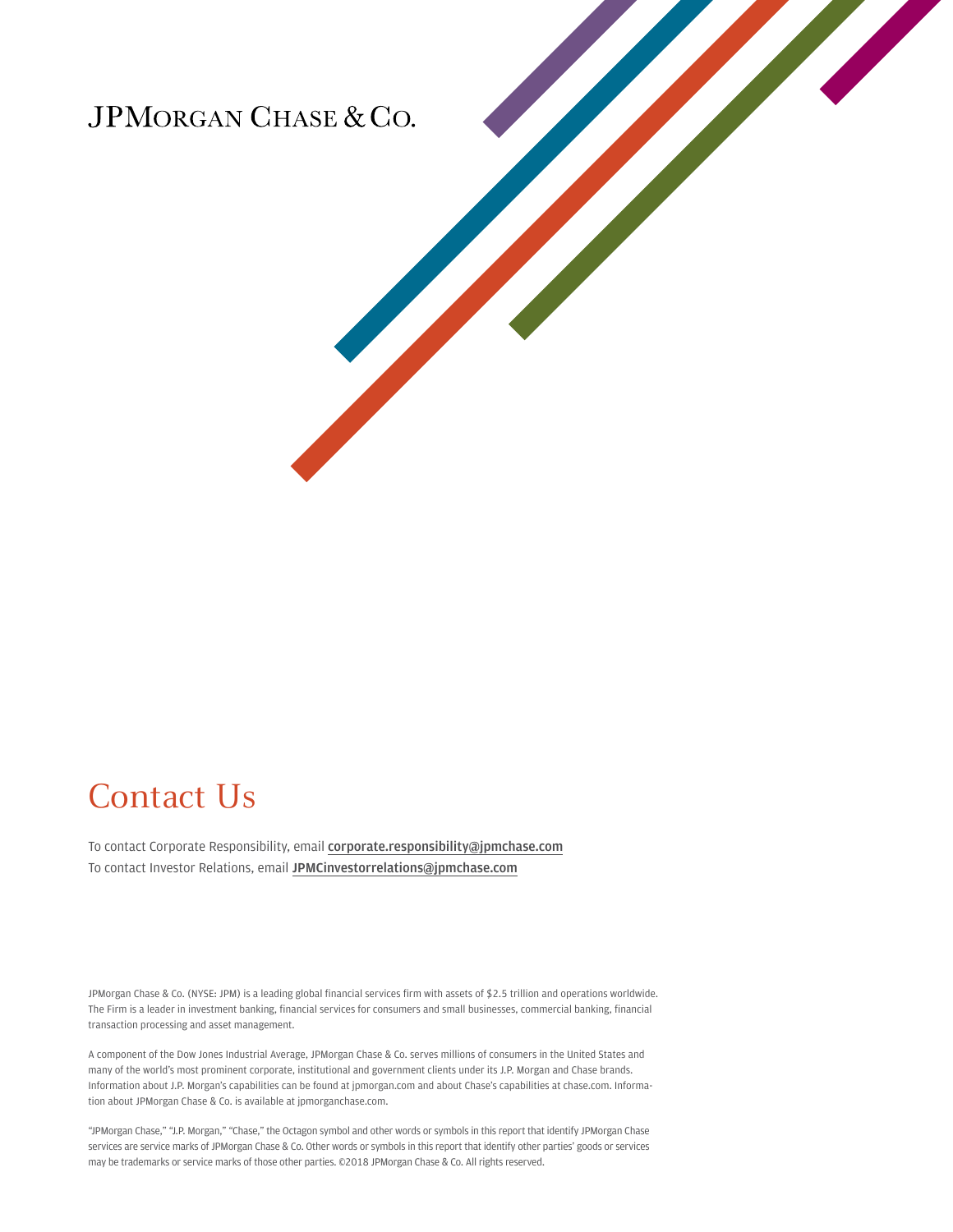JPMorgan Chase & Co.

# Contact Us

To contact Corporate Responsibility, email **corporate.responsibility@jpmchase.com**
To contact Investor Relations, email **JPMCinvestorrelations@jpmchase.com**

JPMorgan Chase & Co. (NYSE: JPM) is a leading global financial services firm with assets of $2.5 trillion and operations worldwide. The Firm is a leader in investment banking, financial services for consumers and small businesses, commercial banking, financial transaction processing and asset management.

A component of the Dow Jones Industrial Average, JPMorgan Chase & Co. serves millions of consumers in the United States and many of the world's most prominent corporate, institutional and government clients under its J.P. Morgan and Chase brands. Information about J.P. Morgan's capabilities can be found at jpmorgan.com and about Chase's capabilities at chase.com. Information about JPMorgan Chase & Co. is available at jpmorganchase.com.

"JPMorgan Chase," "J.P. Morgan," "Chase," the Octagon symbol and other words or symbols in this report that identify JPMorgan Chase services are service marks of JPMorgan Chase & Co. Other words or symbols in this report that identify other parties' goods or services may be trademarks or service marks of those other parties. ©2018 JPMorgan Chase & Co. All rights reserved.